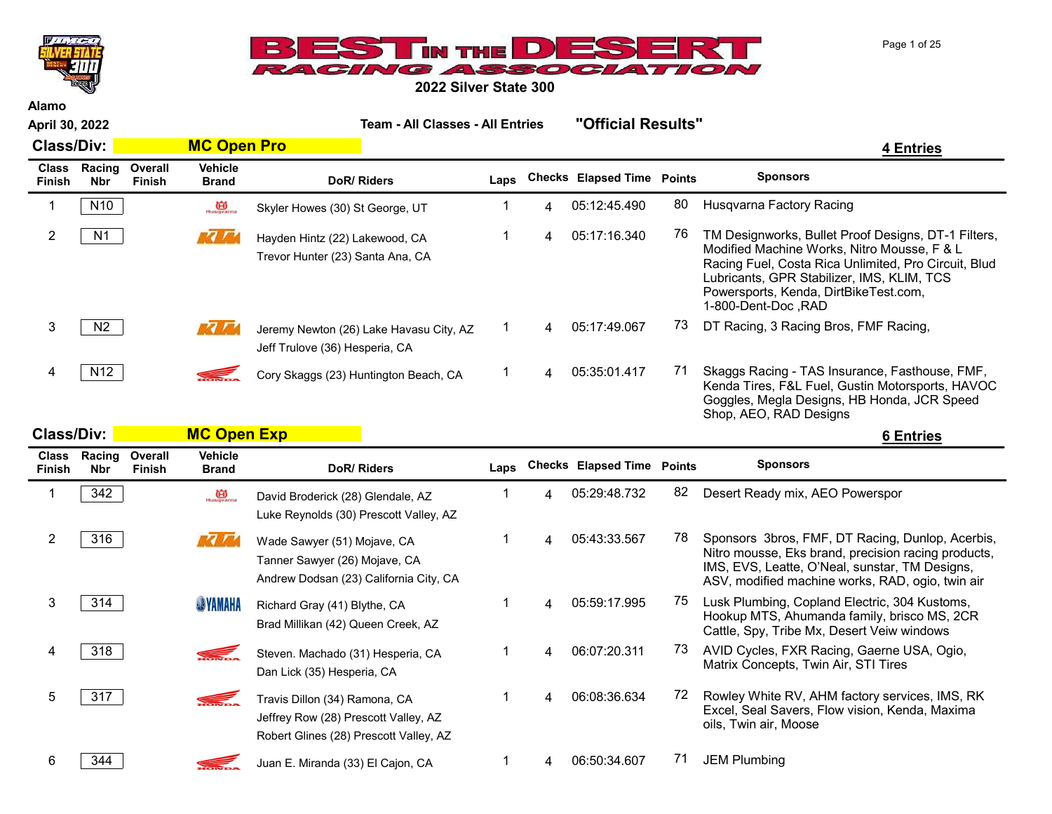# BEST IN THE DESERT RACING ASSOCIATION

## 2022 Silver State 300

**Alamo**

**April 30, 2022**

**Team - All Classes - All Entries** **"Official Results"**

### Class/Div: MC Open Pro

**4 Entries**

| Class Finish | Racing Nbr | Overall Finish | Vehicle Brand | DoR/ Riders | Laps | Checks | Elapsed Time | Points | Sponsors |
|---|---|---|---|---|---|---|---|---|---|
| 1 | N10 | | Husqvarna | Skyler Howes (30) St George, UT | 1 | 4 | 05:12:45.490 | 80 | Husqvarna Factory Racing |
| 2 | N1 | | KTM | Hayden Hintz (22) Lakewood, CA<br>Trevor Hunter (23) Santa Ana, CA | 1 | 4 | 05:17:16.340 | 76 | TM Designworks, Bullet Proof Designs, DT-1 Filters, Modified Machine Works, Nitro Mousse, F & L Racing Fuel, Costa Rica Unlimited, Pro Circuit, Blud Lubricants, GPR Stabilizer, IMS, KLIM, TCS Powersports, Kenda, DirtBikeTest.com, 1-800-Dent-Doc ,RAD |
| 3 | N2 | | KTM | Jeremy Newton (26) Lake Havasu City, AZ<br>Jeff Trulove (36) Hesperia, CA | 1 | 4 | 05:17:49.067 | 73 | DT Racing, 3 Racing Bros, FMF Racing, |
| 4 | N12 | | Honda | Cory Skaggs (23) Huntington Beach, CA | 1 | 4 | 05:35:01.417 | 71 | Skaggs Racing - TAS Insurance, Fasthouse, FMF, Kenda Tires, F&L Fuel, Gustin Motorsports, HAVOC Goggles, Megla Designs, HB Honda, JCR Speed Shop, AEO, RAD Designs |

### Class/Div: MC Open Exp

**6 Entries**

| Class Finish | Racing Nbr | Overall Finish | Vehicle Brand | DoR/ Riders | Laps | Checks | Elapsed Time | Points | Sponsors |
|---|---|---|---|---|---|---|---|---|---|
| 1 | 342 | | Husqvarna | David Broderick (28) Glendale, AZ<br>Luke Reynolds (30) Prescott Valley, AZ | 1 | 4 | 05:29:48.732 | 82 | Desert Ready mix, AEO Powerspor |
| 2 | 316 | | KTM | Wade Sawyer (51) Mojave, CA<br>Tanner Sawyer (26) Mojave, CA<br>Andrew Dodsan (23) California City, CA | 1 | 4 | 05:43:33.567 | 78 | Sponsors 3bros, FMF, DT Racing, Dunlop, Acerbis, Nitro mousse, Eks brand, precision racing products, IMS, EVS, Leatte, O'Neal, sunstar, TM Designs, ASV, modified machine works, RAD, ogio, twin air |
| 3 | 314 | | Yamaha | Richard Gray (41) Blythe, CA<br>Brad Millikan (42) Queen Creek, AZ | 1 | 4 | 05:59:17.995 | 75 | Lusk Plumbing, Copland Electric, 304 Kustoms, Hookup MTS, Ahumanda family, brisco MS, 2CR Cattle, Spy, Tribe Mx, Desert Veiw windows |
| 4 | 318 | | Honda | Steven. Machado (31) Hesperia, CA<br>Dan Lick (35) Hesperia, CA | 1 | 4 | 06:07:20.311 | 73 | AVID Cycles, FXR Racing, Gaerne USA, Ogio, Matrix Concepts, Twin Air, STI Tires |
| 5 | 317 | | Honda | Travis Dillon (34) Ramona, CA<br>Jeffrey Row (28) Prescott Valley, AZ<br>Robert Glines (28) Prescott Valley, AZ | 1 | 4 | 06:08:36.634 | 72 | Rowley White RV, AHM factory services, IMS, RK Excel, Seal Savers, Flow vision, Kenda, Maxima oils, Twin air, Moose |
| 6 | 344 | | Honda | Juan E. Miranda (33) El Cajon, CA | 1 | 4 | 06:50:34.607 | 71 | JEM Plumbing |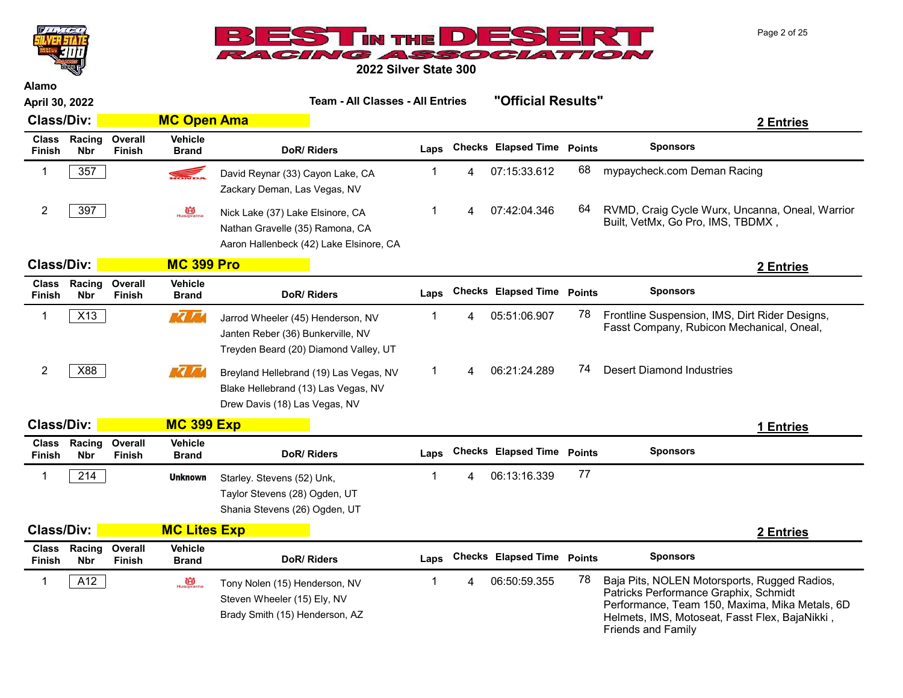# 2022 Silver State 300

**Alamo**

**April 30, 2022** — **Team - All Classes - All Entries** — **"Official Results"**

## Class/Div: MC Open Ama

**2 Entries**

| Class Finish | Racing Nbr | Overall Finish | Vehicle Brand | DoR/ Riders | Laps | Checks | Elapsed Time | Points | Sponsors |
|---|---|---|---|---|---|---|---|---|---|
| 1 | 357 | | Honda | David Reynar (33) Cayon Lake, CA<br>Zackary Deman, Las Vegas, NV | 1 | 4 | 07:15:33.612 | 68 | mypaycheck.com Deman Racing |
| 2 | 397 | | Husqvarna | Nick Lake (37) Lake Elsinore, CA<br>Nathan Gravelle (35) Ramona, CA<br>Aaron Hallenbeck (42) Lake Elsinore, CA | 1 | 4 | 07:42:04.346 | 64 | RVMD, Craig Cycle Wurx, Uncanna, Oneal, Warrior Built, VetMx, Go Pro, IMS, TBDMX , |

## Class/Div: MC 399 Pro

**2 Entries**

| Class Finish | Racing Nbr | Overall Finish | Vehicle Brand | DoR/ Riders | Laps | Checks | Elapsed Time | Points | Sponsors |
|---|---|---|---|---|---|---|---|---|---|
| 1 | X13 | | KTM | Jarrod Wheeler (45) Henderson, NV<br>Janten Reber (36) Bunkerville, NV<br>Treyden Beard (20) Diamond Valley, UT | 1 | 4 | 05:51:06.907 | 78 | Frontline Suspension, IMS, Dirt Rider Designs, Fasst Company, Rubicon Mechanical, Oneal, |
| 2 | X88 | | KTM | Breyland Hellebrand (19) Las Vegas, NV<br>Blake Hellebrand (13) Las Vegas, NV<br>Drew Davis (18) Las Vegas, NV | 1 | 4 | 06:21:24.289 | 74 | Desert Diamond Industries |

## Class/Div: MC 399 Exp

**1 Entries**

| Class Finish | Racing Nbr | Overall Finish | Vehicle Brand | DoR/ Riders | Laps | Checks | Elapsed Time | Points | Sponsors |
|---|---|---|---|---|---|---|---|---|---|
| 1 | 214 | | Unknown | Starley. Stevens (52) Unk,<br>Taylor Stevens (28) Ogden, UT<br>Shania Stevens (26) Ogden, UT | 1 | 4 | 06:13:16.339 | 77 | |

## Class/Div: MC Lites Exp

**2 Entries**

| Class Finish | Racing Nbr | Overall Finish | Vehicle Brand | DoR/ Riders | Laps | Checks | Elapsed Time | Points | Sponsors |
|---|---|---|---|---|---|---|---|---|---|
| 1 | A12 | | Husqvarna | Tony Nolen (15) Henderson, NV<br>Steven Wheeler (15) Ely, NV<br>Brady Smith (15) Henderson, AZ | 1 | 4 | 06:50:59.355 | 78 | Baja Pits, NOLEN Motorsports, Rugged Radios, Patricks Performance Graphix, Schmidt Performance, Team 150, Maxima, Mika Metals, 6D Helmets, IMS, Motoseat, Fasst Flex, BajaNikki , Friends and Family |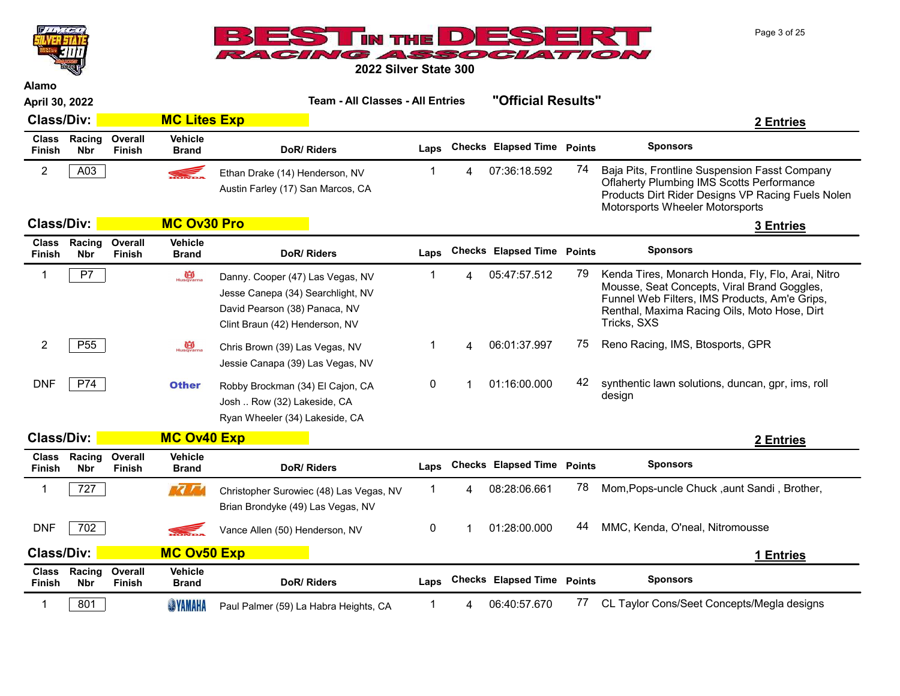# 2022 Silver State 300

Alamo

April 30, 2022

**Team - All Classes - All Entries** **"Official Results"**

## Class/Div: MC Lites Exp

**2 Entries**

| Class Finish | Racing Nbr | Overall Finish | Vehicle Brand | DoR/ Riders | Laps | Checks | Elapsed Time | Points | Sponsors |
|---|---|---|---|---|---|---|---|---|---|
| 2 | A03 | | Honda | Ethan Drake (14) Henderson, NV<br>Austin Farley (17) San Marcos, CA | 1 | 4 | 07:36:18.592 | 74 | Baja Pits, Frontline Suspension Fasst Company Oflaherty Plumbing IMS Scotts Performance Products Dirt Rider Designs VP Racing Fuels Nolen Motorsports Wheeler Motorsports |

## Class/Div: MC Ov30 Pro

**3 Entries**

| Class Finish | Racing Nbr | Overall Finish | Vehicle Brand | DoR/ Riders | Laps | Checks | Elapsed Time | Points | Sponsors |
|---|---|---|---|---|---|---|---|---|---|
| 1 | P7 | | Husqvarna | Danny. Cooper (47) Las Vegas, NV<br>Jesse Canepa (34) Searchlight, NV<br>David Pearson (38) Panaca, NV<br>Clint Braun (42) Henderson, NV | 1 | 4 | 05:47:57.512 | 79 | Kenda Tires, Monarch Honda, Fly, Flo, Arai, Nitro Mousse, Seat Concepts, Viral Brand Goggles, Funnel Web Filters, IMS Products, Am'e Grips, Renthal, Maxima Racing Oils, Moto Hose, Dirt Tricks, SXS |
| 2 | P55 | | Husqvarna | Chris Brown (39) Las Vegas, NV<br>Jessie Canapa (39) Las Vegas, NV | 1 | 4 | 06:01:37.997 | 75 | Reno Racing, IMS, Btosports, GPR |
| DNF | P74 | | Other | Robby Brockman (34) El Cajon, CA<br>Josh .. Row (32) Lakeside, CA<br>Ryan Wheeler (34) Lakeside, CA | 0 | 1 | 01:16:00.000 | 42 | synthentic lawn solutions, duncan, gpr, ims, roll design |

## Class/Div: MC Ov40 Exp

**2 Entries**

| Class Finish | Racing Nbr | Overall Finish | Vehicle Brand | DoR/ Riders | Laps | Checks | Elapsed Time | Points | Sponsors |
|---|---|---|---|---|---|---|---|---|---|
| 1 | 727 | | KTM | Christopher Surowiec (48) Las Vegas, NV<br>Brian Brondyke (49) Las Vegas, NV | 1 | 4 | 08:28:06.661 | 78 | Mom,Pops-uncle Chuck ,aunt Sandi , Brother, |
| DNF | 702 | | Honda | Vance Allen (50) Henderson, NV | 0 | 1 | 01:28:00.000 | 44 | MMC, Kenda, O'neal, Nitromousse |

## Class/Div: MC Ov50 Exp

**1 Entries**

| Class Finish | Racing Nbr | Overall Finish | Vehicle Brand | DoR/ Riders | Laps | Checks | Elapsed Time | Points | Sponsors |
|---|---|---|---|---|---|---|---|---|---|
| 1 | 801 | | Yamaha | Paul Palmer (59) La Habra Heights, CA | 1 | 4 | 06:40:57.670 | 77 | CL Taylor Cons/Seet Concepts/Megla designs |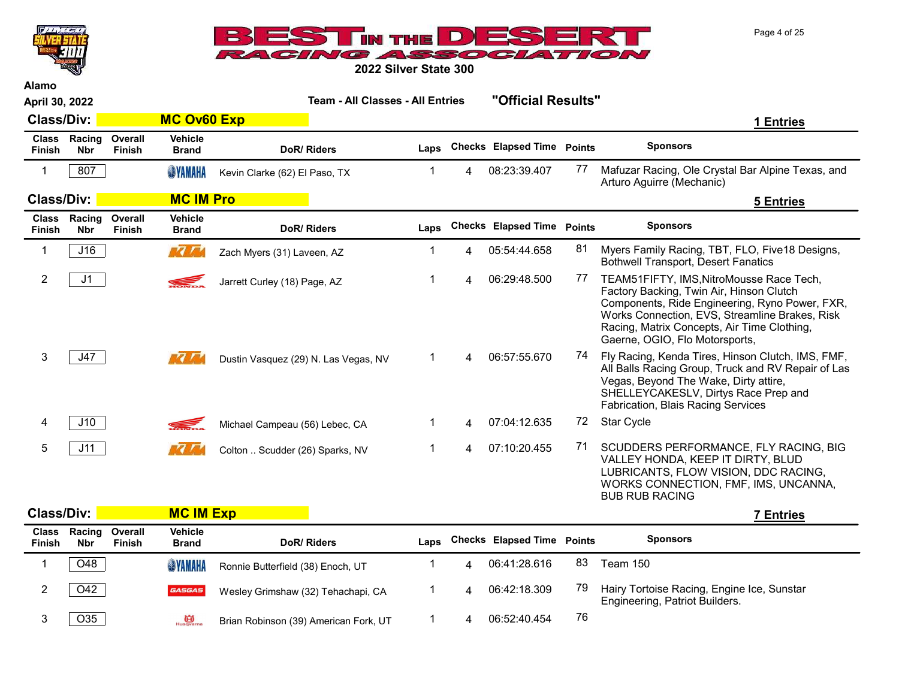# BEST IN THE DESERT RACING ASSOCIATION

## 2022 Silver State 300

Alamo

April 30, 2022

**Team - All Classes - All Entries** **"Official Results"**

### Class/Div: MC Ov60 Exp

**1 Entries**

| Class Finish | Racing Nbr | Overall Finish | Vehicle Brand | DoR/ Riders | Laps | Checks | Elapsed Time | Points | Sponsors |
|---|---|---|---|---|---|---|---|---|---|
| 1 | 807 | | YAMAHA | Kevin Clarke (62) El Paso, TX | 1 | 4 | 08:23:39.407 | 77 | Mafuzar Racing, Ole Crystal Bar Alpine Texas, and Arturo Aguirre (Mechanic) |

### Class/Div: MC IM Pro

**5 Entries**

| Class Finish | Racing Nbr | Overall Finish | Vehicle Brand | DoR/ Riders | Laps | Checks | Elapsed Time | Points | Sponsors |
|---|---|---|---|---|---|---|---|---|---|
| 1 | J16 | | KTM | Zach Myers (31) Laveen, AZ | 1 | 4 | 05:54:44.658 | 81 | Myers Family Racing, TBT, FLO, Five18 Designs, Bothwell Transport, Desert Fanatics |
| 2 | J1 | | HONDA | Jarrett Curley (18) Page, AZ | 1 | 4 | 06:29:48.500 | 77 | TEAM51FIFTY, IMS,NitroMousse Race Tech, Factory Backing, Twin Air, Hinson Clutch Components, Ride Engineering, Ryno Power, FXR, Works Connection, EVS, Streamline Brakes, Risk Racing, Matrix Concepts, Air Time Clothing, Gaerne, OGIO, Flo Motorsports, |
| 3 | J47 | | KTM | Dustin Vasquez (29) N. Las Vegas, NV | 1 | 4 | 06:57:55.670 | 74 | Fly Racing, Kenda Tires, Hinson Clutch, IMS, FMF, All Balls Racing Group, Truck and RV Repair of Las Vegas, Beyond The Wake, Dirty attire, SHELLEYCAKESLV, Dirtys Race Prep and Fabrication, Blais Racing Services |
| 4 | J10 | | HONDA | Michael Campeau (56) Lebec, CA | 1 | 4 | 07:04:12.635 | 72 | Star Cycle |
| 5 | J11 | | KTM | Colton .. Scudder (26) Sparks, NV | 1 | 4 | 07:10:20.455 | 71 | SCUDDERS PERFORMANCE, FLY RACING, BIG VALLEY HONDA, KEEP IT DIRTY, BLUD LUBRICANTS, FLOW VISION, DDC RACING, WORKS CONNECTION, FMF, IMS, UNCANNA, BUB RUB RACING |

### Class/Div: MC IM Exp

**7 Entries**

| Class Finish | Racing Nbr | Overall Finish | Vehicle Brand | DoR/ Riders | Laps | Checks | Elapsed Time | Points | Sponsors |
|---|---|---|---|---|---|---|---|---|---|
| 1 | O48 | | YAMAHA | Ronnie Butterfield (38) Enoch, UT | 1 | 4 | 06:41:28.616 | 83 | Team 150 |
| 2 | O42 | | GASGAS | Wesley Grimshaw (32) Tehachapi, CA | 1 | 4 | 06:42:18.309 | 79 | Hairy Tortoise Racing, Engine Ice, Sunstar Engineering, Patriot Builders. |
| 3 | O35 | | Husqvarna | Brian Robinson (39) American Fork, UT | 1 | 4 | 06:52:40.454 | 76 | |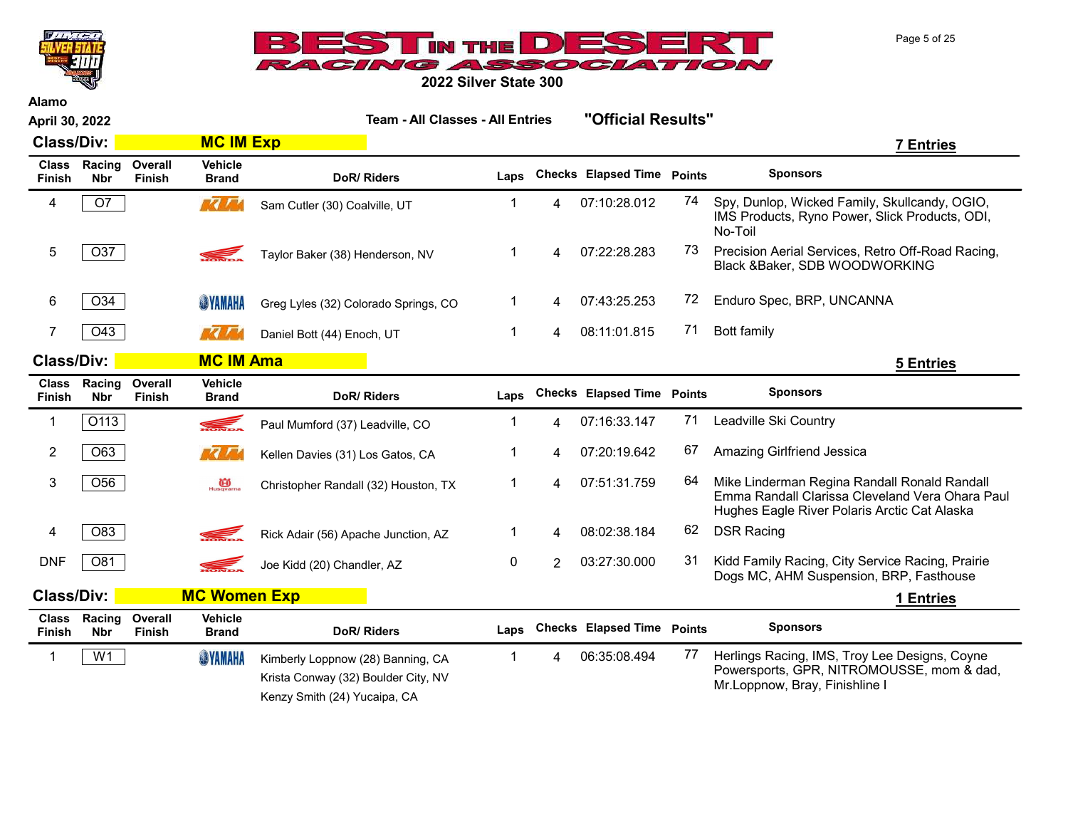# BEST IN THE DESERT RACING ASSOCIATION

## 2022 Silver State 300

Alamo

April 30, 2022

**Team - All Classes - All Entries** **"Official Results"**

### Class/Div: MC IM Exp — 7 Entries

| Class Finish | Racing Nbr | Overall Finish | Vehicle Brand | DoR/ Riders | Laps | Checks | Elapsed Time | Points | Sponsors |
|---|---|---|---|---|---|---|---|---|---|
| 4 | O7 | | KTM | Sam Cutler (30) Coalville, UT | 1 | 4 | 07:10:28.012 | 74 | Spy, Dunlop, Wicked Family, Skullcandy, OGIO, IMS Products, Ryno Power, Slick Products, ODI, No-Toil |
| 5 | O37 | | Honda | Taylor Baker (38) Henderson, NV | 1 | 4 | 07:22:28.283 | 73 | Precision Aerial Services, Retro Off-Road Racing, Black &Baker, SDB WOODWORKING |
| 6 | O34 | | Yamaha | Greg Lyles (32) Colorado Springs, CO | 1 | 4 | 07:43:25.253 | 72 | Enduro Spec, BRP, UNCANNA |
| 7 | O43 | | KTM | Daniel Bott (44) Enoch, UT | 1 | 4 | 08:11:01.815 | 71 | Bott family |

### Class/Div: MC IM Ama — 5 Entries

| Class Finish | Racing Nbr | Overall Finish | Vehicle Brand | DoR/ Riders | Laps | Checks | Elapsed Time | Points | Sponsors |
|---|---|---|---|---|---|---|---|---|---|
| 1 | O113 | | Honda | Paul Mumford (37) Leadville, CO | 1 | 4 | 07:16:33.147 | 71 | Leadville Ski Country |
| 2 | O63 | | KTM | Kellen Davies (31) Los Gatos, CA | 1 | 4 | 07:20:19.642 | 67 | Amazing Girlfriend Jessica |
| 3 | O56 | | Husqvarna | Christopher Randall (32) Houston, TX | 1 | 4 | 07:51:31.759 | 64 | Mike Linderman Regina Randall Ronald Randall Emma Randall Clarissa Cleveland Vera Ohara Paul Hughes Eagle River Polaris Arctic Cat Alaska |
| 4 | O83 | | Honda | Rick Adair (56) Apache Junction, AZ | 1 | 4 | 08:02:38.184 | 62 | DSR Racing |
| DNF | O81 | | Honda | Joe Kidd (20) Chandler, AZ | 0 | 2 | 03:27:30.000 | 31 | Kidd Family Racing, City Service Racing, Prairie Dogs MC, AHM Suspension, BRP, Fasthouse |

### Class/Div: MC Women Exp — 1 Entries

| Class Finish | Racing Nbr | Overall Finish | Vehicle Brand | DoR/ Riders | Laps | Checks | Elapsed Time | Points | Sponsors |
|---|---|---|---|---|---|---|---|---|---|
| 1 | W1 | | Yamaha | Kimberly Loppnow (28) Banning, CA<br>Krista Conway (32) Boulder City, NV<br>Kenzy Smith (24) Yucaipa, CA | 1 | 4 | 06:35:08.494 | 77 | Herlings Racing, IMS, Troy Lee Designs, Coyne Powersports, GPR, NITROMOUSSE, mom & dad, Mr.Loppnow, Bray, Finishline I |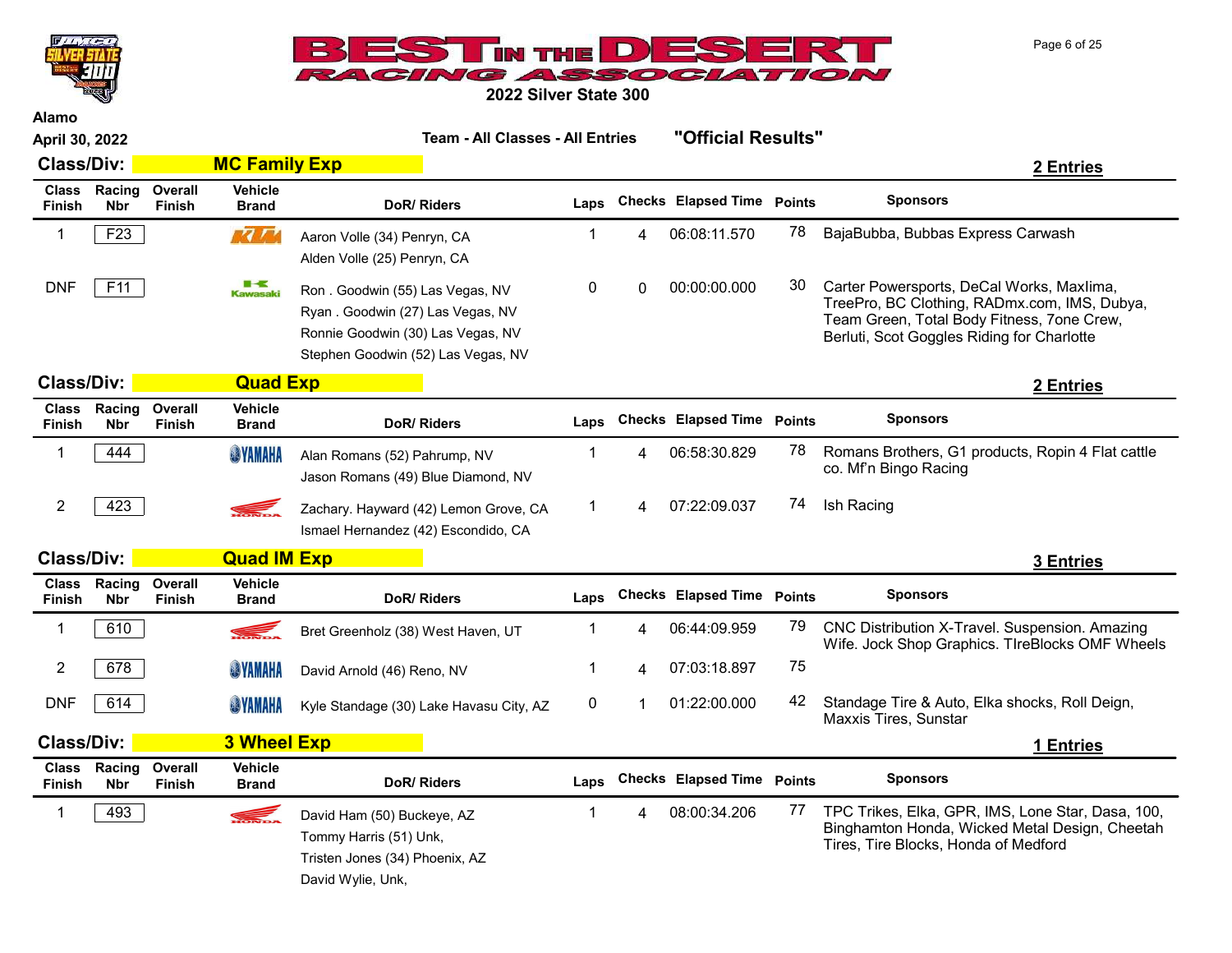# BEST IN THE DESERT RACING ASSOCIATION

## 2022 Silver State 300

Alamo

April 30, 2022

Team - All Classes - All Entries **"Official Results"**

### Class/Div: MC Family Exp

**2 Entries**

| Class Finish | Racing Nbr | Overall Finish | Vehicle Brand | DoR/ Riders | Laps | Checks | Elapsed Time | Points | Sponsors |
|---|---|---|---|---|---|---|---|---|---|
| 1 | F23 | | KTM | Aaron Volle (34) Penryn, CA<br>Alden Volle (25) Penryn, CA | 1 | 4 | 06:08:11.570 | 78 | BajaBubba, Bubbas Express Carwash |
| DNF | F11 | | Kawasaki | Ron . Goodwin (55) Las Vegas, NV<br>Ryan . Goodwin (27) Las Vegas, NV<br>Ronnie Goodwin (30) Las Vegas, NV<br>Stephen Goodwin (52) Las Vegas, NV | 0 | 0 | 00:00:00.000 | 30 | Carter Powersports, DeCal Works, Maxlima, TreePro, BC Clothing, RADmx.com, IMS, Dubya, Team Green, Total Body Fitness, 7one Crew, Berluti, Scot Goggles Riding for Charlotte |

### Class/Div: Quad Exp

**2 Entries**

| Class Finish | Racing Nbr | Overall Finish | Vehicle Brand | DoR/ Riders | Laps | Checks | Elapsed Time | Points | Sponsors |
|---|---|---|---|---|---|---|---|---|---|
| 1 | 444 | | Yamaha | Alan Romans (52) Pahrump, NV<br>Jason Romans (49) Blue Diamond, NV | 1 | 4 | 06:58:30.829 | 78 | Romans Brothers, G1 products, Ropin 4 Flat cattle co. Mf'n Bingo Racing |
| 2 | 423 | | Honda | Zachary. Hayward (42) Lemon Grove, CA<br>Ismael Hernandez (42) Escondido, CA | 1 | 4 | 07:22:09.037 | 74 | Ish Racing |

### Class/Div: Quad IM Exp

**3 Entries**

| Class Finish | Racing Nbr | Overall Finish | Vehicle Brand | DoR/ Riders | Laps | Checks | Elapsed Time | Points | Sponsors |
|---|---|---|---|---|---|---|---|---|---|
| 1 | 610 | | Honda | Bret Greenholz (38) West Haven, UT | 1 | 4 | 06:44:09.959 | 79 | CNC Distribution X-Travel. Suspension. Amazing Wife. Jock Shop Graphics. TIreBlocks OMF Wheels |
| 2 | 678 | | Yamaha | David Arnold (46) Reno, NV | 1 | 4 | 07:03:18.897 | 75 | |
| DNF | 614 | | Yamaha | Kyle Standage (30) Lake Havasu City, AZ | 0 | 1 | 01:22:00.000 | 42 | Standage Tire & Auto, Elka shocks, Roll Deign, Maxxis Tires, Sunstar |

### Class/Div: 3 Wheel Exp

**1 Entries**

| Class Finish | Racing Nbr | Overall Finish | Vehicle Brand | DoR/ Riders | Laps | Checks | Elapsed Time | Points | Sponsors |
|---|---|---|---|---|---|---|---|---|---|
| 1 | 493 | | Honda | David Ham (50) Buckeye, AZ<br>Tommy Harris (51) Unk,<br>Tristen Jones (34) Phoenix, AZ<br>David Wylie, Unk, | 1 | 4 | 08:00:34.206 | 77 | TPC Trikes, Elka, GPR, IMS, Lone Star, Dasa, 100, Binghamton Honda, Wicked Metal Design, Cheetah Tires, Tire Blocks, Honda of Medford |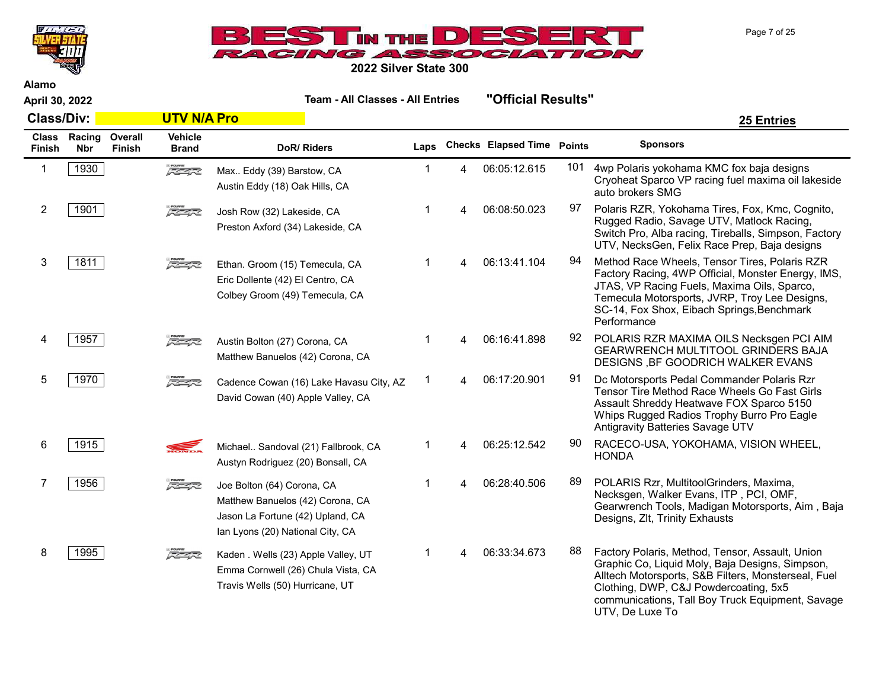# BEST IN THE DESERT RACING ASSOCIATION

## 2022 Silver State 300

**Alamo**

**April 30, 2022**

**Team - All Classes - All Entries** **"Official Results"**

**Class/Div: UTV N/A Pro** **25 Entries**

| Class Finish | Racing Nbr | Overall Finish | Vehicle Brand | DoR/ Riders | Laps | Checks | Elapsed Time | Points | Sponsors |
|---|---|---|---|---|---|---|---|---|---|
| 1 | 1930 | | RZR | Max.. Eddy (39) Barstow, CA<br>Austin Eddy (18) Oak Hills, CA | 1 | 4 | 06:05:12.615 | 101 | 4wp Polaris yokohama KMC fox baja designs Cryoheat Sparco VP racing fuel maxima oil lakeside auto brokers SMG |
| 2 | 1901 | | RZR | Josh Row (32) Lakeside, CA<br>Preston Axford (34) Lakeside, CA | 1 | 4 | 06:08:50.023 | 97 | Polaris RZR, Yokohama Tires, Fox, Kmc, Cognito, Rugged Radio, Savage UTV, Matlock Racing, Switch Pro, Alba racing, Tireballs, Simpson, Factory UTV, NecksGen, Felix Race Prep, Baja designs |
| 3 | 1811 | | RZR | Ethan. Groom (15) Temecula, CA<br>Eric Dollente (42) El Centro, CA<br>Colbey Groom (49) Temecula, CA | 1 | 4 | 06:13:41.104 | 94 | Method Race Wheels, Tensor Tires, Polaris RZR Factory Racing, 4WP Official, Monster Energy, IMS, JTAS, VP Racing Fuels, Maxima Oils, Sparco, Temecula Motorsports, JVRP, Troy Lee Designs, SC-14, Fox Shox, Eibach Springs,Benchmark Performance |
| 4 | 1957 | | RZR | Austin Bolton (27) Corona, CA<br>Matthew Banuelos (42) Corona, CA | 1 | 4 | 06:16:41.898 | 92 | POLARIS RZR MAXIMA OILS Necksgen PCI AIM GEARWRENCH MULTITOOL GRINDERS BAJA DESIGNS ,BF GOODRICH WALKER EVANS |
| 5 | 1970 | | RZR | Cadence Cowan (16) Lake Havasu City, AZ<br>David Cowan (40) Apple Valley, CA | 1 | 4 | 06:17:20.901 | 91 | Dc Motorsports Pedal Commander Polaris Rzr Tensor Tire Method Race Wheels Go Fast Girls Assault Shreddy Heatwave FOX Sparco 5150 Whips Rugged Radios Trophy Burro Pro Eagle Antigravity Batteries Savage UTV |
| 6 | 1915 | | HONDA | Michael.. Sandoval (21) Fallbrook, CA<br>Austyn Rodriguez (20) Bonsall, CA | 1 | 4 | 06:25:12.542 | 90 | RACECO-USA, YOKOHAMA, VISION WHEEL, HONDA |
| 7 | 1956 | | RZR | Joe Bolton (64) Corona, CA<br>Matthew Banuelos (42) Corona, CA<br>Jason La Fortune (42) Upland, CA<br>Ian Lyons (20) National City, CA | 1 | 4 | 06:28:40.506 | 89 | POLARIS Rzr, MultitoolGrinders, Maxima, Necksgen, Walker Evans, ITP , PCI, OMF, Gearwrench Tools, Madigan Motorsports, Aim , Baja Designs, Zlt, Trinity Exhausts |
| 8 | 1995 | | RZR | Kaden . Wells (23) Apple Valley, UT<br>Emma Cornwell (26) Chula Vista, CA<br>Travis Wells (50) Hurricane, UT | 1 | 4 | 06:33:34.673 | 88 | Factory Polaris, Method, Tensor, Assault, Union Graphic Co, Liquid Moly, Baja Designs, Simpson, Alltech Motorsports, S&B Filters, Monsterseal, Fuel Clothing, DWP, C&J Powdercoating, 5x5 communications, Tall Boy Truck Equipment, Savage UTV, De Luxe To |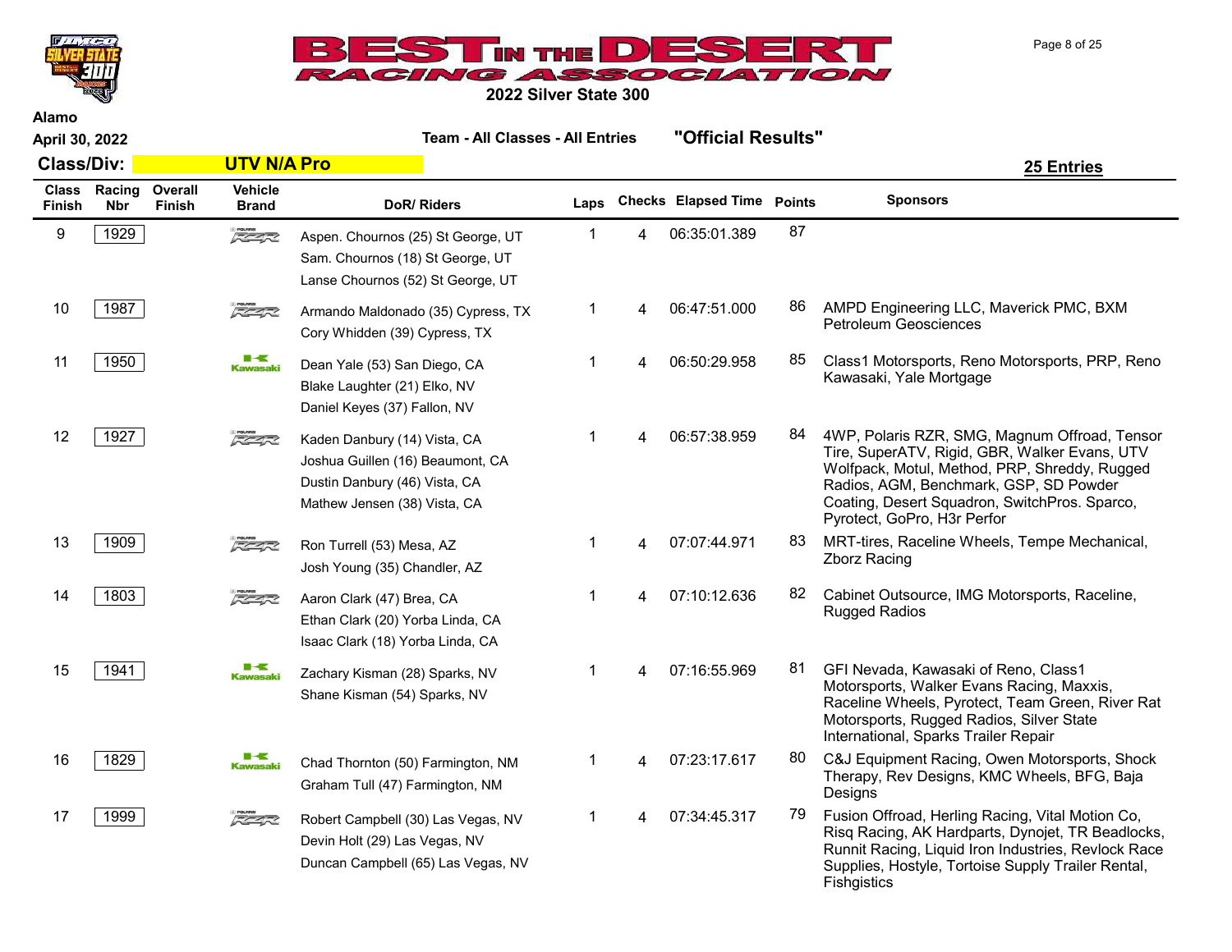# 2022 Silver State 300

Alamo

April 30, 2022

**Team - All Classes - All Entries** **"Official Results"**

**Class/Div: UTV N/A Pro** **25 Entries**

| Class Finish | Racing Nbr | Overall Finish | Vehicle Brand | DoR/ Riders | Laps | Checks | Elapsed Time | Points | Sponsors |
|---|---|---|---|---|---|---|---|---|---|
| 9 | 1929 | | RZR | Aspen. Chournos (25) St George, UT<br>Sam. Chournos (18) St George, UT<br>Lanse Chournos (52) St George, UT | 1 | 4 | 06:35:01.389 | 87 | |
| 10 | 1987 | | RZR | Armando Maldonado (35) Cypress, TX<br>Cory Whidden (39) Cypress, TX | 1 | 4 | 06:47:51.000 | 86 | AMPD Engineering LLC, Maverick PMC, BXM Petroleum Geosciences |
| 11 | 1950 | | Kawasaki | Dean Yale (53) San Diego, CA<br>Blake Laughter (21) Elko, NV<br>Daniel Keyes (37) Fallon, NV | 1 | 4 | 06:50:29.958 | 85 | Class1 Motorsports, Reno Motorsports, PRP, Reno Kawasaki, Yale Mortgage |
| 12 | 1927 | | RZR | Kaden Danbury (14) Vista, CA<br>Joshua Guillen (16) Beaumont, CA<br>Dustin Danbury (46) Vista, CA<br>Mathew Jensen (38) Vista, CA | 1 | 4 | 06:57:38.959 | 84 | 4WP, Polaris RZR, SMG, Magnum Offroad, Tensor Tire, SuperATV, Rigid, GBR, Walker Evans, UTV Wolfpack, Motul, Method, PRP, Shreddy, Rugged Radios, AGM, Benchmark, GSP, SD Powder Coating, Desert Squadron, SwitchPros. Sparco, Pyrotect, GoPro, H3r Perfor |
| 13 | 1909 | | RZR | Ron Turrell (53) Mesa, AZ<br>Josh Young (35) Chandler, AZ | 1 | 4 | 07:07:44.971 | 83 | MRT-tires, Raceline Wheels, Tempe Mechanical, Zborz Racing |
| 14 | 1803 | | RZR | Aaron Clark (47) Brea, CA<br>Ethan Clark (20) Yorba Linda, CA<br>Isaac Clark (18) Yorba Linda, CA | 1 | 4 | 07:10:12.636 | 82 | Cabinet Outsource, IMG Motorsports, Raceline, Rugged Radios |
| 15 | 1941 | | Kawasaki | Zachary Kisman (28) Sparks, NV<br>Shane Kisman (54) Sparks, NV | 1 | 4 | 07:16:55.969 | 81 | GFI Nevada, Kawasaki of Reno, Class1 Motorsports, Walker Evans Racing, Maxxis, Raceline Wheels, Pyrotect, Team Green, River Rat Motorsports, Rugged Radios, Silver State International, Sparks Trailer Repair |
| 16 | 1829 | | Kawasaki | Chad Thornton (50) Farmington, NM<br>Graham Tull (47) Farmington, NM | 1 | 4 | 07:23:17.617 | 80 | C&J Equipment Racing, Owen Motorsports, Shock Therapy, Rev Designs, KMC Wheels, BFG, Baja Designs |
| 17 | 1999 | | RZR | Robert Campbell (30) Las Vegas, NV<br>Devin Holt (29) Las Vegas, NV<br>Duncan Campbell (65) Las Vegas, NV | 1 | 4 | 07:34:45.317 | 79 | Fusion Offroad, Herling Racing, Vital Motion Co, Risq Racing, AK Hardparts, Dynojet, TR Beadlocks, Runnit Racing, Liquid Iron Industries, Revlock Race Supplies, Hostyle, Tortoise Supply Trailer Rental, Fishgistics |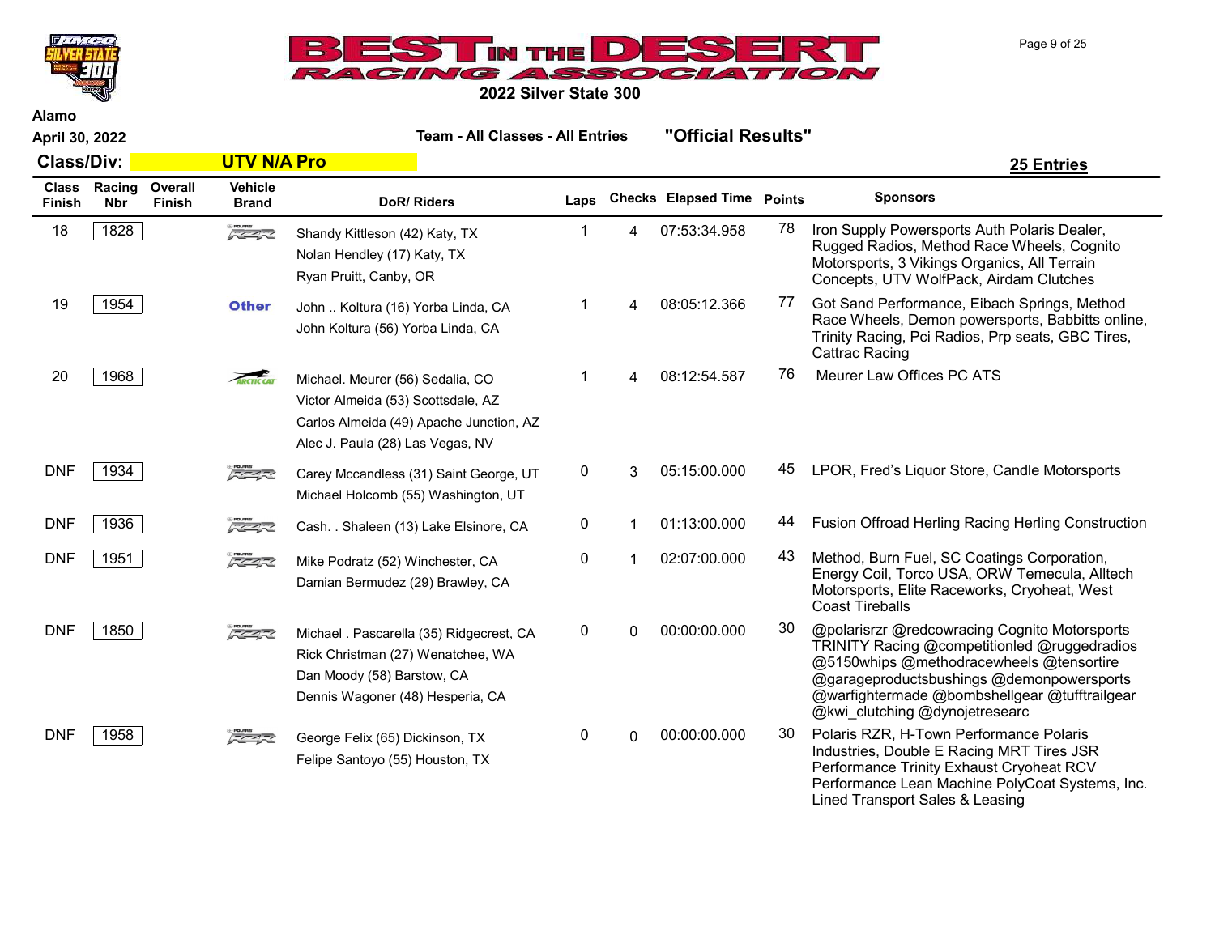# BEST IN THE DESERT RACING ASSOCIATION

## 2022 Silver State 300

**Alamo**

**April 30, 2022** — **Team - All Classes - All Entries** — **"Official Results"**

**Class/Div:** **UTV N/A Pro** — **25 Entries**

| Class Finish | Racing Nbr | Overall Finish | Vehicle Brand | DoR/ Riders | Laps | Checks | Elapsed Time | Points | Sponsors |
|---|---|---|---|---|---|---|---|---|---|
| 18 | 1828 | | RZR | Shandy Kittleson (42) Katy, TX<br>Nolan Hendley (17) Katy, TX<br>Ryan Pruitt, Canby, OR | 1 | 4 | 07:53:34.958 | 78 | Iron Supply Powersports Auth Polaris Dealer, Rugged Radios, Method Race Wheels, Cognito Motorsports, 3 Vikings Organics, All Terrain Concepts, UTV WolfPack, Airdam Clutches |
| 19 | 1954 | | Other | John .. Koltura (16) Yorba Linda, CA<br>John Koltura (56) Yorba Linda, CA | 1 | 4 | 08:05:12.366 | 77 | Got Sand Performance, Eibach Springs, Method Race Wheels, Demon powersports, Babbitts online, Trinity Racing, Pci Radios, Prp seats, GBC Tires, Cattrac Racing |
| 20 | 1968 | | Arctic Cat | Michael. Meurer (56) Sedalia, CO<br>Victor Almeida (53) Scottsdale, AZ<br>Carlos Almeida (49) Apache Junction, AZ<br>Alec J. Paula (28) Las Vegas, NV | 1 | 4 | 08:12:54.587 | 76 | Meurer Law Offices PC ATS |
| DNF | 1934 | | RZR | Carey Mccandless (31) Saint George, UT<br>Michael Holcomb (55) Washington, UT | 0 | 3 | 05:15:00.000 | 45 | LPOR, Fred's Liquor Store, Candle Motorsports |
| DNF | 1936 | | RZR | Cash. . Shaleen (13) Lake Elsinore, CA | 0 | 1 | 01:13:00.000 | 44 | Fusion Offroad Herling Racing Herling Construction |
| DNF | 1951 | | RZR | Mike Podratz (52) Winchester, CA<br>Damian Bermudez (29) Brawley, CA | 0 | 1 | 02:07:00.000 | 43 | Method, Burn Fuel, SC Coatings Corporation, Energy Coil, Torco USA, ORW Temecula, Alltech Motorsports, Elite Raceworks, Cryoheat, West Coast Tireballs |
| DNF | 1850 | | RZR | Michael . Pascarella (35) Ridgecrest, CA<br>Rick Christman (27) Wenatchee, WA<br>Dan Moody (58) Barstow, CA<br>Dennis Wagoner (48) Hesperia, CA | 0 | 0 | 00:00:00.000 | 30 | @polarisrzr @redcowracing Cognito Motorsports TRINITY Racing @competitionled @ruggedradios @5150whips @methodracewheels @tensortire @garageproductsbushings @demonpowersports @warfightermade @bombshellgear @tufftrailgear @kwi_clutching @dynojetresearc |
| DNF | 1958 | | RZR | George Felix (65) Dickinson, TX<br>Felipe Santoyo (55) Houston, TX | 0 | 0 | 00:00:00.000 | 30 | Polaris RZR, H-Town Performance Polaris Industries, Double E Racing MRT Tires JSR Performance Trinity Exhaust Cryoheat RCV Performance Lean Machine PolyCoat Systems, Inc. Lined Transport Sales & Leasing |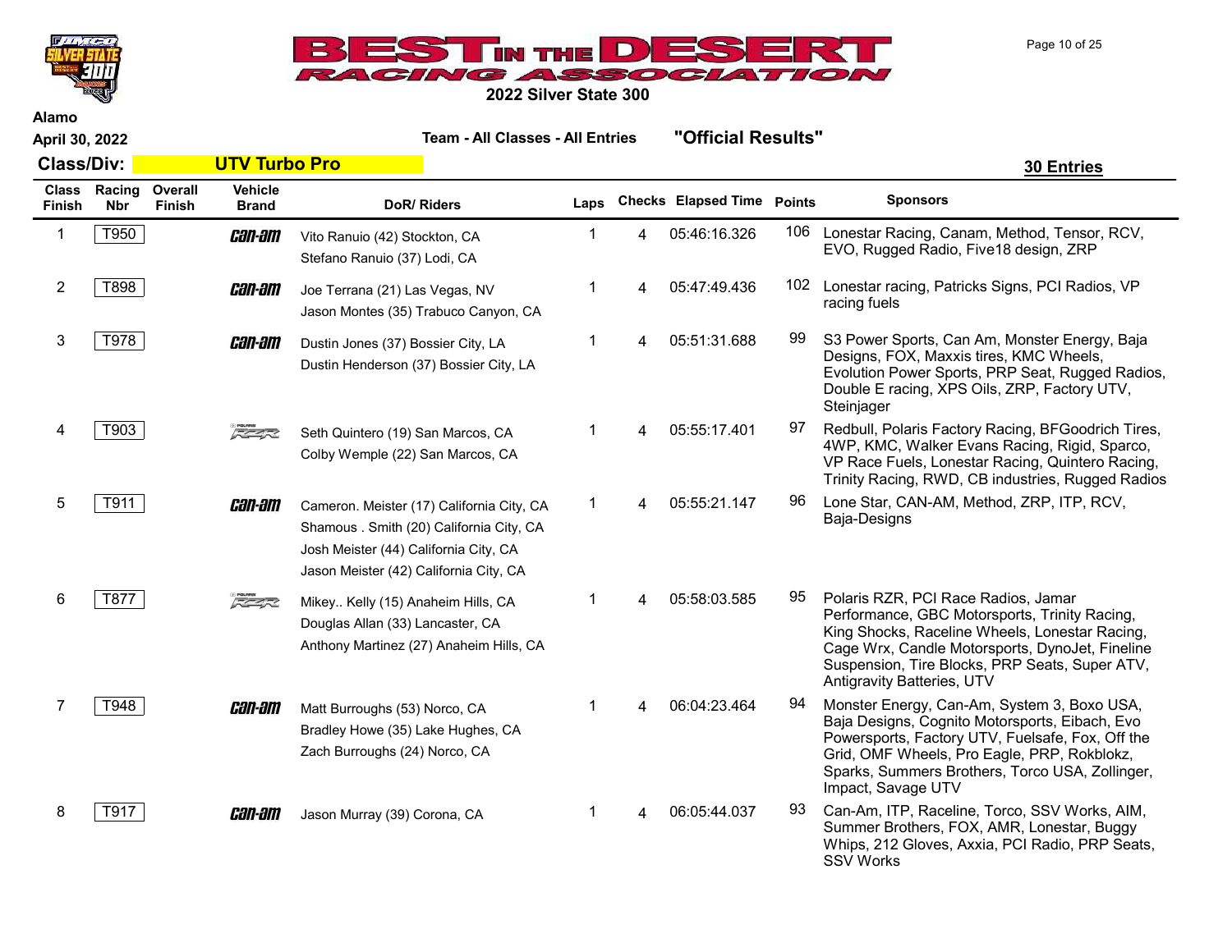# BEST IN THE DESERT RACING ASSOCIATION

## 2022 Silver State 300

Alamo

April 30, 2022

**Team - All Classes - All Entries** **"Official Results"**

**Class/Div: UTV Turbo Pro** **30 Entries**

| Class Finish | Racing Nbr | Overall Finish | Vehicle Brand | DoR/ Riders | Laps | Checks | Elapsed Time | Points | Sponsors |
|---|---|---|---|---|---|---|---|---|---|
| 1 | T950 | | Can-Am | Vito Ranuio (42) Stockton, CA<br>Stefano Ranuio (37) Lodi, CA | 1 | 4 | 05:46:16.326 | 106 | Lonestar Racing, Canam, Method, Tensor, RCV, EVO, Rugged Radio, Five18 design, ZRP |
| 2 | T898 | | Can-Am | Joe Terrana (21) Las Vegas, NV<br>Jason Montes (35) Trabuco Canyon, CA | 1 | 4 | 05:47:49.436 | 102 | Lonestar racing, Patricks Signs, PCI Radios, VP racing fuels |
| 3 | T978 | | Can-Am | Dustin Jones (37) Bossier City, LA<br>Dustin Henderson (37) Bossier City, LA | 1 | 4 | 05:51:31.688 | 99 | S3 Power Sports, Can Am, Monster Energy, Baja Designs, FOX, Maxxis tires, KMC Wheels, Evolution Power Sports, PRP Seat, Rugged Radios, Double E racing, XPS Oils, ZRP, Factory UTV, Steinjager |
| 4 | T903 | | Polaris RZR | Seth Quintero (19) San Marcos, CA<br>Colby Wemple (22) San Marcos, CA | 1 | 4 | 05:55:17.401 | 97 | Redbull, Polaris Factory Racing, BFGoodrich Tires, 4WP, KMC, Walker Evans Racing, Rigid, Sparco, VP Race Fuels, Lonestar Racing, Quintero Racing, Trinity Racing, RWD, CB industries, Rugged Radios |
| 5 | T911 | | Can-Am | Cameron. Meister (17) California City, CA<br>Shamous . Smith (20) California City, CA<br>Josh Meister (44) California City, CA<br>Jason Meister (42) California City, CA | 1 | 4 | 05:55:21.147 | 96 | Lone Star, CAN-AM, Method, ZRP, ITP, RCV, Baja-Designs |
| 6 | T877 | | Polaris RZR | Mikey.. Kelly (15) Anaheim Hills, CA<br>Douglas Allan (33) Lancaster, CA<br>Anthony Martinez (27) Anaheim Hills, CA | 1 | 4 | 05:58:03.585 | 95 | Polaris RZR, PCI Race Radios, Jamar Performance, GBC Motorsports, Trinity Racing, King Shocks, Raceline Wheels, Lonestar Racing, Cage Wrx, Candle Motorsports, DynoJet, Fineline Suspension, Tire Blocks, PRP Seats, Super ATV, Antigravity Batteries, UTV |
| 7 | T948 | | Can-Am | Matt Burroughs (53) Norco, CA<br>Bradley Howe (35) Lake Hughes, CA<br>Zach Burroughs (24) Norco, CA | 1 | 4 | 06:04:23.464 | 94 | Monster Energy, Can-Am, System 3, Boxo USA, Baja Designs, Cognito Motorsports, Eibach, Evo Powersports, Factory UTV, Fuelsafe, Fox, Off the Grid, OMF Wheels, Pro Eagle, PRP, Rokblokz, Sparks, Summers Brothers, Torco USA, Zollinger, Impact, Savage UTV |
| 8 | T917 | | Can-Am | Jason Murray (39) Corona, CA | 1 | 4 | 06:05:44.037 | 93 | Can-Am, ITP, Raceline, Torco, SSV Works, AIM, Summer Brothers, FOX, AMR, Lonestar, Buggy Whips, 212 Gloves, Axxia, PCI Radio, PRP Seats, SSV Works |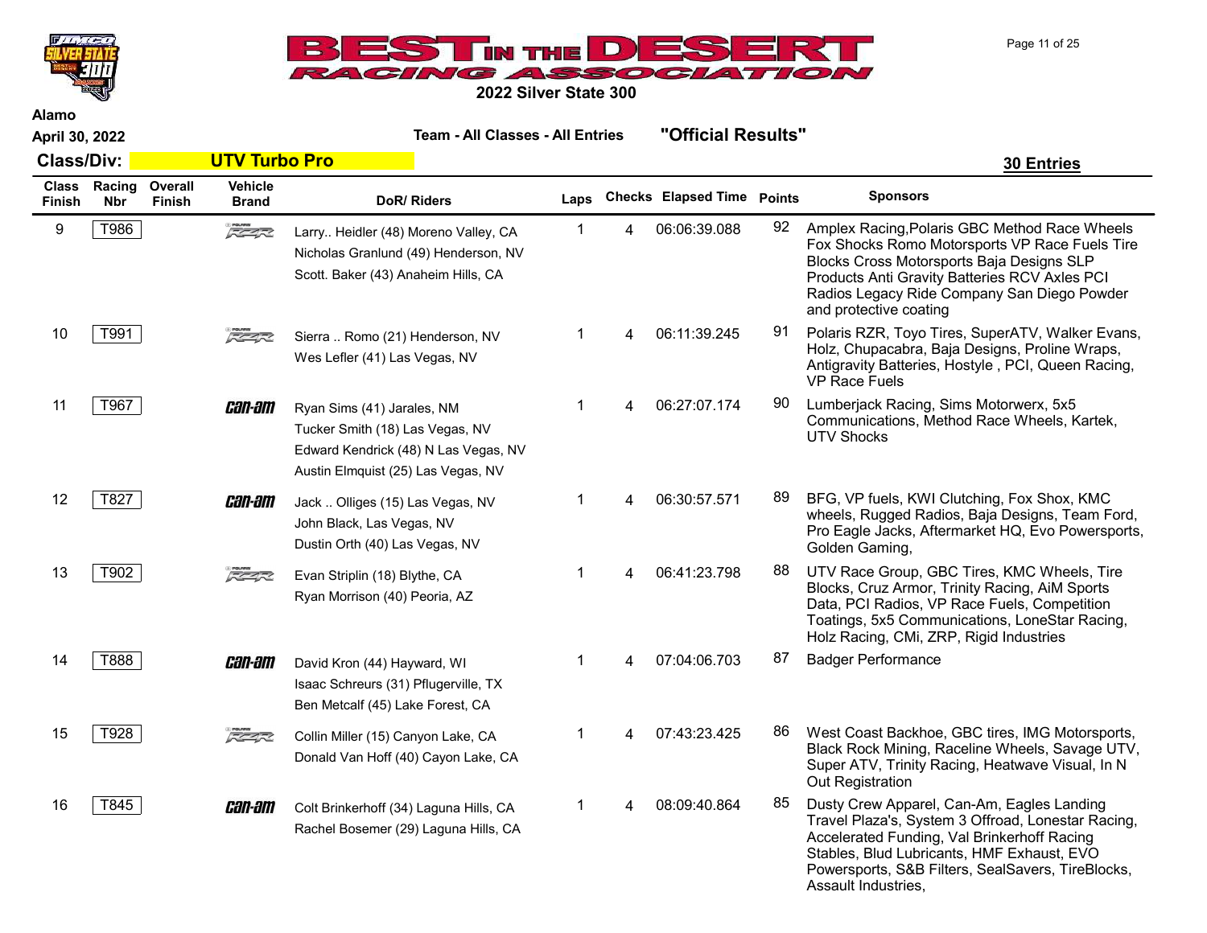**2022 Silver State 300**

**Alamo**

**April 30, 2022** — **Team - All Classes - All Entries** — **"Official Results"**

**Class/Div: UTV Turbo Pro** — **30 Entries**

| Class Finish | Racing Nbr | Overall Finish | Vehicle Brand | DoR/ Riders | Laps | Checks | Elapsed Time | Points | Sponsors |
|---|---|---|---|---|---|---|---|---|---|
| 9 | T986 | | RZR | Larry.. Heidler (48) Moreno Valley, CA<br>Nicholas Granlund (49) Henderson, NV<br>Scott. Baker (43) Anaheim Hills, CA | 1 | 4 | 06:06:39.088 | 92 | Amplex Racing,Polaris GBC Method Race Wheels Fox Shocks Romo Motorsports VP Race Fuels Tire Blocks Cross Motorsports Baja Designs SLP Products Anti Gravity Batteries RCV Axles PCI Radios Legacy Ride Company San Diego Powder and protective coating |
| 10 | T991 | | RZR | Sierra .. Romo (21) Henderson, NV<br>Wes Lefler (41) Las Vegas, NV | 1 | 4 | 06:11:39.245 | 91 | Polaris RZR, Toyo Tires, SuperATV, Walker Evans, Holz, Chupacabra, Baja Designs, Proline Wraps, Antigravity Batteries, Hostyle , PCI, Queen Racing, VP Race Fuels |
| 11 | T967 | | Can-Am | Ryan Sims (41) Jarales, NM<br>Tucker Smith (18) Las Vegas, NV<br>Edward Kendrick (48) N Las Vegas, NV<br>Austin Elmquist (25) Las Vegas, NV | 1 | 4 | 06:27:07.174 | 90 | Lumberjack Racing, Sims Motorwerx, 5x5 Communications, Method Race Wheels, Kartek, UTV Shocks |
| 12 | T827 | | Can-Am | Jack .. Olliges (15) Las Vegas, NV<br>John Black, Las Vegas, NV<br>Dustin Orth (40) Las Vegas, NV | 1 | 4 | 06:30:57.571 | 89 | BFG, VP fuels, KWI Clutching, Fox Shox, KMC wheels, Rugged Radios, Baja Designs, Team Ford, Pro Eagle Jacks, Aftermarket HQ, Evo Powersports, Golden Gaming, |
| 13 | T902 | | RZR | Evan Striplin (18) Blythe, CA<br>Ryan Morrison (40) Peoria, AZ | 1 | 4 | 06:41:23.798 | 88 | UTV Race Group, GBC Tires, KMC Wheels, Tire Blocks, Cruz Armor, Trinity Racing, AiM Sports Data, PCI Radios, VP Race Fuels, Competition Toatings, 5x5 Communications, LoneStar Racing, Holz Racing, CMi, ZRP, Rigid Industries |
| 14 | T888 | | Can-Am | David Kron (44) Hayward, WI<br>Isaac Schreurs (31) Pflugerville, TX<br>Ben Metcalf (45) Lake Forest, CA | 1 | 4 | 07:04:06.703 | 87 | Badger Performance |
| 15 | T928 | | RZR | Collin Miller (15) Canyon Lake, CA<br>Donald Van Hoff (40) Cayon Lake, CA | 1 | 4 | 07:43:23.425 | 86 | West Coast Backhoe, GBC tires, IMG Motorsports, Black Rock Mining, Raceline Wheels, Savage UTV, Super ATV, Trinity Racing, Heatwave Visual, In N Out Registration |
| 16 | T845 | | Can-Am | Colt Brinkerhoff (34) Laguna Hills, CA<br>Rachel Bosemer (29) Laguna Hills, CA | 1 | 4 | 08:09:40.864 | 85 | Dusty Crew Apparel, Can-Am, Eagles Landing Travel Plaza's, System 3 Offroad, Lonestar Racing, Accelerated Funding, Val Brinkerhoff Racing Stables, Blud Lubricants, HMF Exhaust, EVO Powersports, S&B Filters, SealSavers, TireBlocks, Assault Industries, |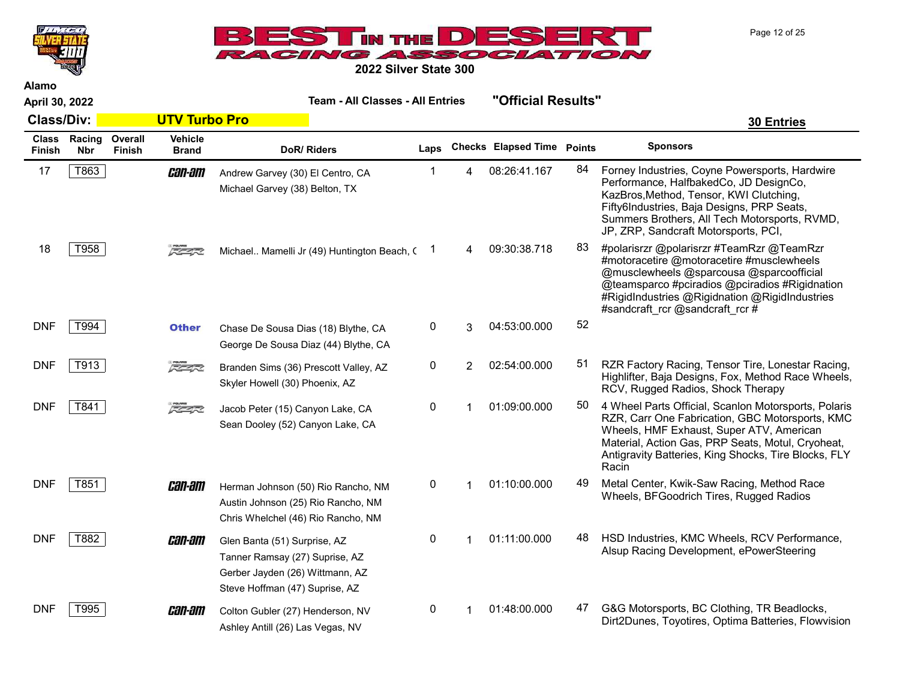**Alamo**

**April 30, 2022**

## 2022 Silver State 300

**Team - All Classes - All Entries** **"Official Results"**

**Class/Div: UTV Turbo Pro** **30 Entries**

| Class Finish | Racing Nbr | Overall Finish | Vehicle Brand | DoR/ Riders | Laps | Checks | Elapsed Time | Points | Sponsors |
|---|---|---|---|---|---|---|---|---|---|
| 17 | T863 | | Can-Am | Andrew Garvey (30) El Centro, CA<br>Michael Garvey (38) Belton, TX | 1 | 4 | 08:26:41.167 | 84 | Forney Industries, Coyne Powersports, Hardwire Performance, HalfbakedCo, JD DesignCo, KazBros,Method, Tensor, KWI Clutching, Fifty6Industries, Baja Designs, PRP Seats, Summers Brothers, All Tech Motorsports, RVMD, JP, ZRP, Sandcraft Motorsports, PCI, |
| 18 | T958 | | Polaris RZR | Michael.. Mamelli Jr (49) Huntington Beach, ( | 1 | 4 | 09:30:38.718 | 83 | #polarisrzr @polarisrzr #TeamRzr @TeamRzr #motoracetire @motoracetire #musclewheels @musclewheels @sparcousa @sparcoofficial @teamsparco #pciradios @pciradios #Rigidnation #RigidIndustries @Rigidnation @RigidIndustries #sandcraft_rcr @sandcraft_rcr # |
| DNF | T994 | | Other | Chase De Sousa Dias (18) Blythe, CA<br>George De Sousa Diaz (44) Blythe, CA | 0 | 3 | 04:53:00.000 | 52 | |
| DNF | T913 | | Polaris RZR | Branden Sims (36) Prescott Valley, AZ<br>Skyler Howell (30) Phoenix, AZ | 0 | 2 | 02:54:00.000 | 51 | RZR Factory Racing, Tensor Tire, Lonestar Racing, Highlifter, Baja Designs, Fox, Method Race Wheels, RCV, Rugged Radios, Shock Therapy |
| DNF | T841 | | Polaris RZR | Jacob Peter (15) Canyon Lake, CA<br>Sean Dooley (52) Canyon Lake, CA | 0 | 1 | 01:09:00.000 | 50 | 4 Wheel Parts Official, Scanlon Motorsports, Polaris RZR, Carr One Fabrication, GBC Motorsports, KMC Wheels, HMF Exhaust, Super ATV, American Material, Action Gas, PRP Seats, Motul, Cryoheat, Antigravity Batteries, King Shocks, Tire Blocks, FLY Racin |
| DNF | T851 | | Can-Am | Herman Johnson (50) Rio Rancho, NM<br>Austin Johnson (25) Rio Rancho, NM<br>Chris Whelchel (46) Rio Rancho, NM | 0 | 1 | 01:10:00.000 | 49 | Metal Center, Kwik-Saw Racing, Method Race Wheels, BFGoodrich Tires, Rugged Radios |
| DNF | T882 | | Can-Am | Glen Banta (51) Surprise, AZ<br>Tanner Ramsay (27) Suprise, AZ<br>Gerber Jayden (26) Wittmann, AZ<br>Steve Hoffman (47) Suprise, AZ | 0 | 1 | 01:11:00.000 | 48 | HSD Industries, KMC Wheels, RCV Performance, Alsup Racing Development, ePowerSteering |
| DNF | T995 | | Can-Am | Colton Gubler (27) Henderson, NV<br>Ashley Antill (26) Las Vegas, NV | 0 | 1 | 01:48:00.000 | 47 | G&G Motorsports, BC Clothing, TR Beadlocks, Dirt2Dunes, Toyotires, Optima Batteries, Flowvision |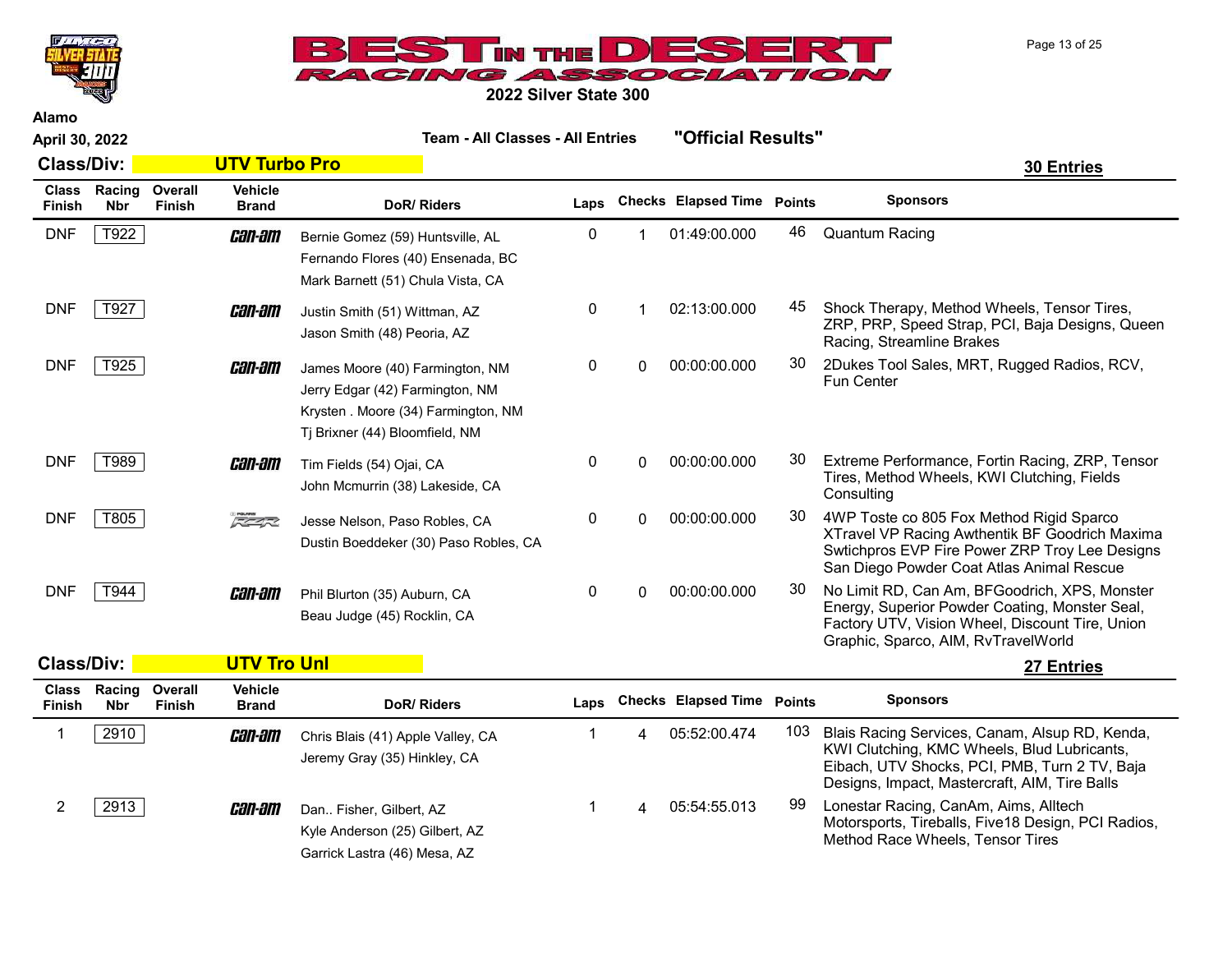# BEST IN THE DESERT RACING ASSOCIATION

## 2022 Silver State 300

**Alamo**

**April 30, 2022**

**Team - All Classes - All Entries** **"Official Results"**

### Class/Div: UTV Turbo Pro

**30 Entries**

| Class Finish | Racing Nbr | Overall Finish | Vehicle Brand | DoR/ Riders | Laps | Checks | Elapsed Time | Points | Sponsors |
|---|---|---|---|---|---|---|---|---|---|
| DNF | T922 | | Can-Am | Bernie Gomez (59) Huntsville, AL<br>Fernando Flores (40) Ensenada, BC<br>Mark Barnett (51) Chula Vista, CA | 0 | 1 | 01:49:00.000 | 46 | Quantum Racing |
| DNF | T927 | | Can-Am | Justin Smith (51) Wittman, AZ<br>Jason Smith (48) Peoria, AZ | 0 | 1 | 02:13:00.000 | 45 | Shock Therapy, Method Wheels, Tensor Tires, ZRP, PRP, Speed Strap, PCI, Baja Designs, Queen Racing, Streamline Brakes |
| DNF | T925 | | Can-Am | James Moore (40) Farmington, NM<br>Jerry Edgar (42) Farmington, NM<br>Krysten . Moore (34) Farmington, NM<br>Tj Brixner (44) Bloomfield, NM | 0 | 0 | 00:00:00.000 | 30 | 2Dukes Tool Sales, MRT, Rugged Radios, RCV, Fun Center |
| DNF | T989 | | Can-Am | Tim Fields (54) Ojai, CA<br>John Mcmurrin (38) Lakeside, CA | 0 | 0 | 00:00:00.000 | 30 | Extreme Performance, Fortin Racing, ZRP, Tensor Tires, Method Wheels, KWI Clutching, Fields Consulting |
| DNF | T805 | | Polaris RZR | Jesse Nelson, Paso Robles, CA<br>Dustin Boeddeker (30) Paso Robles, CA | 0 | 0 | 00:00:00.000 | 30 | 4WP Toste co 805 Fox Method Rigid Sparco XTravel VP Racing Awthentik BF Goodrich Maxima Swtichpros EVP Fire Power ZRP Troy Lee Designs San Diego Powder Coat Atlas Animal Rescue |
| DNF | T944 | | Can-Am | Phil Blurton (35) Auburn, CA<br>Beau Judge (45) Rocklin, CA | 0 | 0 | 00:00:00.000 | 30 | No Limit RD, Can Am, BFGoodrich, XPS, Monster Energy, Superior Powder Coating, Monster Seal, Factory UTV, Vision Wheel, Discount Tire, Union Graphic, Sparco, AIM, RvTravelWorld |

### Class/Div: UTV Tro Unl

**27 Entries**

| Class Finish | Racing Nbr | Overall Finish | Vehicle Brand | DoR/ Riders | Laps | Checks | Elapsed Time | Points | Sponsors |
|---|---|---|---|---|---|---|---|---|---|
| 1 | 2910 | | Can-Am | Chris Blais (41) Apple Valley, CA<br>Jeremy Gray (35) Hinkley, CA | 1 | 4 | 05:52:00.474 | 103 | Blais Racing Services, Canam, Alsup RD, Kenda, KWI Clutching, KMC Wheels, Blud Lubricants, Eibach, UTV Shocks, PCI, PMB, Turn 2 TV, Baja Designs, Impact, Mastercraft, AIM, Tire Balls |
| 2 | 2913 | | Can-Am | Dan.. Fisher, Gilbert, AZ<br>Kyle Anderson (25) Gilbert, AZ<br>Garrick Lastra (46) Mesa, AZ | 1 | 4 | 05:54:55.013 | 99 | Lonestar Racing, CanAm, Aims, Alltech Motorsports, Tireballs, Five18 Design, PCI Radios, Method Race Wheels, Tensor Tires |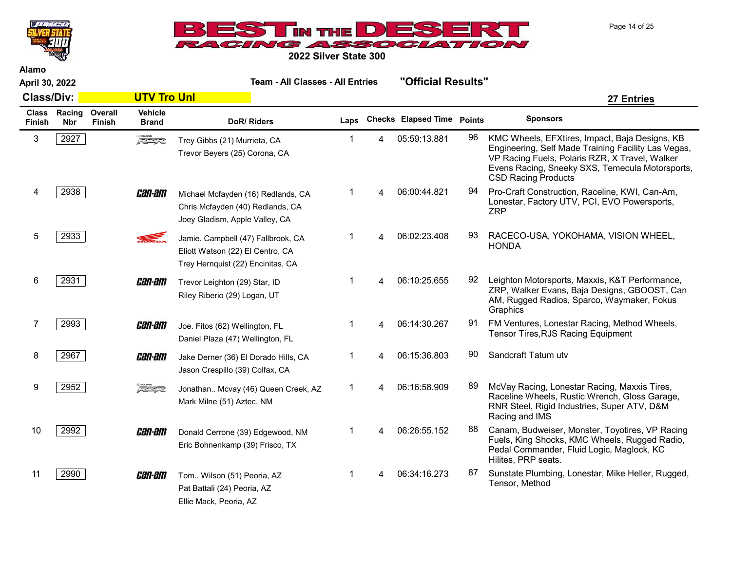# BEST IN THE DESERT RACING ASSOCIATION

## 2022 Silver State 300

Alamo

April 30, 2022

**Team - All Classes - All Entries** **"Official Results"**

**Class/Div: UTV Tro Unl** **27 Entries**

| Class Finish | Racing Nbr | Overall Finish | Vehicle Brand | DoR/ Riders | Laps | Checks | Elapsed Time | Points | Sponsors |
|---|---|---|---|---|---|---|---|---|---|
| 3 | 2927 | | RZR | Trey Gibbs (21) Murrieta, CA<br>Trevor Beyers (25) Corona, CA | 1 | 4 | 05:59:13.881 | 96 | KMC Wheels, EFXtires, Impact, Baja Designs, KB Engineering, Self Made Training Facility Las Vegas, VP Racing Fuels, Polaris RZR, X Travel, Walker Evens Racing, Sneeky SXS, Temecula Motorsports, CSD Racing Products |
| 4 | 2938 | | Can-Am | Michael Mcfayden (16) Redlands, CA<br>Chris Mcfayden (40) Redlands, CA<br>Joey Gladism, Apple Valley, CA | 1 | 4 | 06:00:44.821 | 94 | Pro-Craft Construction, Raceline, KWI, Can-Am, Lonestar, Factory UTV, PCI, EVO Powersports, ZRP |
| 5 | 2933 | | Honda | Jamie. Campbell (47) Fallbrook, CA<br>Eliott Watson (22) El Centro, CA<br>Trey Hernquist (22) Encinitas, CA | 1 | 4 | 06:02:23.408 | 93 | RACECO-USA, YOKOHAMA, VISION WHEEL, HONDA |
| 6 | 2931 | | Can-Am | Trevor Leighton (29) Star, ID<br>Riley Riberio (29) Logan, UT | 1 | 4 | 06:10:25.655 | 92 | Leighton Motorsports, Maxxis, K&T Performance, ZRP, Walker Evans, Baja Designs, GBOOST, Can AM, Rugged Radios, Sparco, Waymaker, Fokus Graphics |
| 7 | 2993 | | Can-Am | Joe. Fitos (62) Wellington, FL<br>Daniel Plaza (47) Wellington, FL | 1 | 4 | 06:14:30.267 | 91 | FM Ventures, Lonestar Racing, Method Wheels, Tensor Tires,RJS Racing Equipment |
| 8 | 2967 | | Can-Am | Jake Derner (36) El Dorado Hills, CA<br>Jason Crespillo (39) Colfax, CA | 1 | 4 | 06:15:36.803 | 90 | Sandcraft Tatum utv |
| 9 | 2952 | | RZR | Jonathan.. Mcvay (46) Queen Creek, AZ<br>Mark Milne (51) Aztec, NM | 1 | 4 | 06:16:58.909 | 89 | McVay Racing, Lonestar Racing, Maxxis Tires, Raceline Wheels, Rustic Wrench, Gloss Garage, RNR Steel, Rigid Industries, Super ATV, D&M Racing and IMS |
| 10 | 2992 | | Can-Am | Donald Cerrone (39) Edgewood, NM<br>Eric Bohnenkamp (39) Frisco, TX | 1 | 4 | 06:26:55.152 | 88 | Canam, Budweiser, Monster, Toyotires, VP Racing Fuels, King Shocks, KMC Wheels, Rugged Radio, Pedal Commander, Fluid Logic, Maglock, KC Hilites, PRP seats. |
| 11 | 2990 | | Can-Am | Tom.. Wilson (51) Peoria, AZ<br>Pat Battali (24) Peoria, AZ<br>Ellie Mack, Peoria, AZ | 1 | 4 | 06:34:16.273 | 87 | Sunstate Plumbing, Lonestar, Mike Heller, Rugged, Tensor, Method |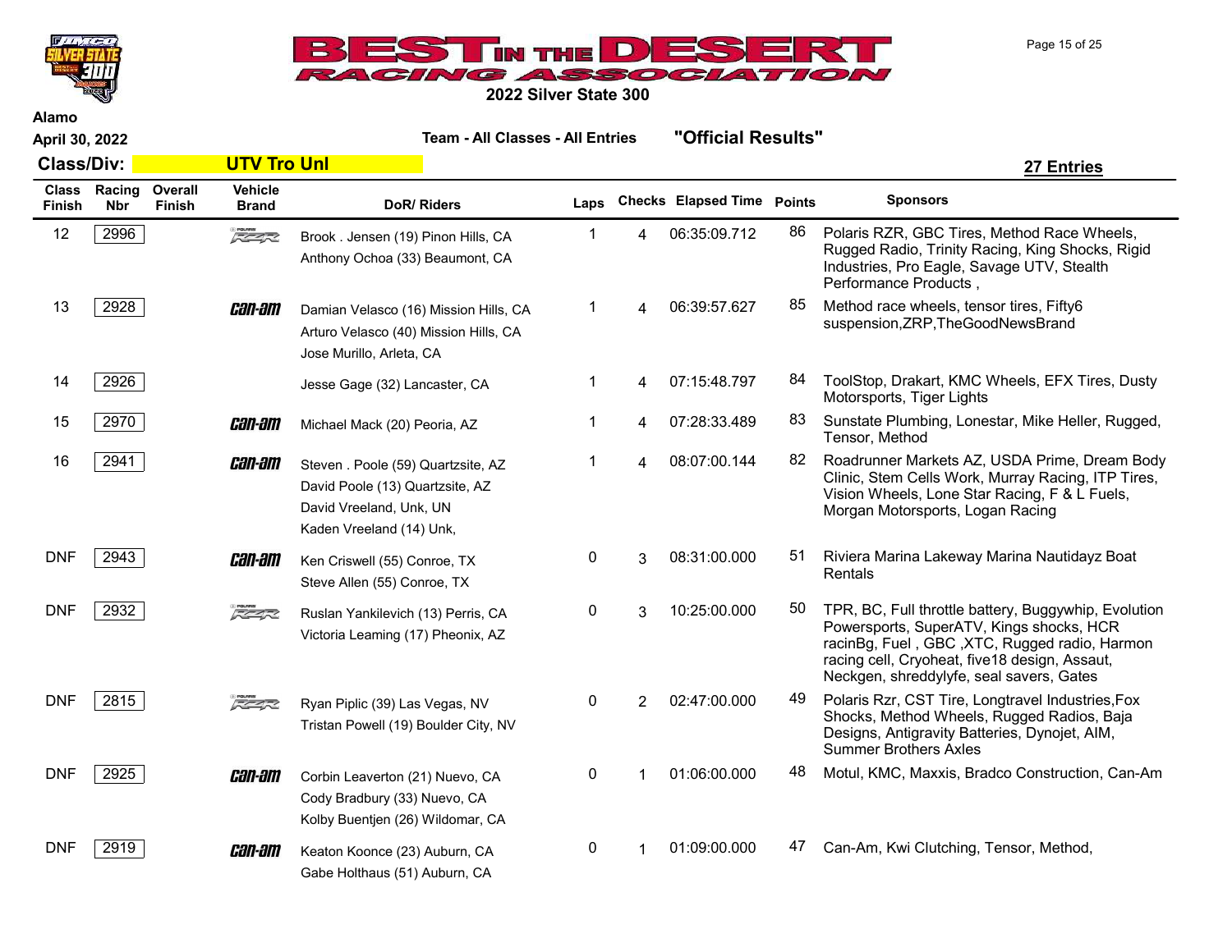# BEST IN THE DESERT RACING ASSOCIATION

## 2022 Silver State 300

**Alamo**

**April 30, 2022** — **Team - All Classes - All Entries** — **"Official Results"**

**Class/Div: UTV Tro Unl** — **27 Entries**

| Class Finish | Racing Nbr | Overall Finish | Vehicle Brand | DoR/ Riders | Laps | Checks | Elapsed Time | Points | Sponsors |
|---|---|---|---|---|---|---|---|---|---|
| 12 | 2996 | | RZR | Brook . Jensen (19) Pinon Hills, CA<br>Anthony Ochoa (33) Beaumont, CA | 1 | 4 | 06:35:09.712 | 86 | Polaris RZR, GBC Tires, Method Race Wheels, Rugged Radio, Trinity Racing, King Shocks, Rigid Industries, Pro Eagle, Savage UTV, Stealth Performance Products , |
| 13 | 2928 | | Can-Am | Damian Velasco (16) Mission Hills, CA<br>Arturo Velasco (40) Mission Hills, CA<br>Jose Murillo, Arleta, CA | 1 | 4 | 06:39:57.627 | 85 | Method race wheels, tensor tires, Fifty6 suspension,ZRP,TheGoodNewsBrand |
| 14 | 2926 | | | Jesse Gage (32) Lancaster, CA | 1 | 4 | 07:15:48.797 | 84 | ToolStop, Drakart, KMC Wheels, EFX Tires, Dusty Motorsports, Tiger Lights |
| 15 | 2970 | | Can-Am | Michael Mack (20) Peoria, AZ | 1 | 4 | 07:28:33.489 | 83 | Sunstate Plumbing, Lonestar, Mike Heller, Rugged, Tensor, Method |
| 16 | 2941 | | Can-Am | Steven . Poole (59) Quartzsite, AZ<br>David Poole (13) Quartzsite, AZ<br>David Vreeland, Unk, UN<br>Kaden Vreeland (14) Unk, | 1 | 4 | 08:07:00.144 | 82 | Roadrunner Markets AZ, USDA Prime, Dream Body Clinic, Stem Cells Work, Murray Racing, ITP Tires, Vision Wheels, Lone Star Racing, F & L Fuels, Morgan Motorsports, Logan Racing |
| DNF | 2943 | | Can-Am | Ken Criswell (55) Conroe, TX<br>Steve Allen (55) Conroe, TX | 0 | 3 | 08:31:00.000 | 51 | Riviera Marina Lakeway Marina Nautidayz Boat Rentals |
| DNF | 2932 | | RZR | Ruslan Yankilevich (13) Perris, CA<br>Victoria Leaming (17) Pheonix, AZ | 0 | 3 | 10:25:00.000 | 50 | TPR, BC, Full throttle battery, Buggywhip, Evolution Powersports, SuperATV, Kings shocks, HCR racinBg, Fuel , GBC ,XTC, Rugged radio, Harmon racing cell, Cryoheat, five18 design, Assaut, Neckgen, shreddylyfe, seal savers, Gates |
| DNF | 2815 | | RZR | Ryan Piplic (39) Las Vegas, NV<br>Tristan Powell (19) Boulder City, NV | 0 | 2 | 02:47:00.000 | 49 | Polaris Rzr, CST Tire, Longtravel Industries,Fox Shocks, Method Wheels, Rugged Radios, Baja Designs, Antigravity Batteries, Dynojet, AIM, Summer Brothers Axles |
| DNF | 2925 | | Can-Am | Corbin Leaverton (21) Nuevo, CA<br>Cody Bradbury (33) Nuevo, CA<br>Kolby Buentjen (26) Wildomar, CA | 0 | 1 | 01:06:00.000 | 48 | Motul, KMC, Maxxis, Bradco Construction, Can-Am |
| DNF | 2919 | | Can-Am | Keaton Koonce (23) Auburn, CA<br>Gabe Holthaus (51) Auburn, CA | 0 | 1 | 01:09:00.000 | 47 | Can-Am, Kwi Clutching, Tensor, Method, |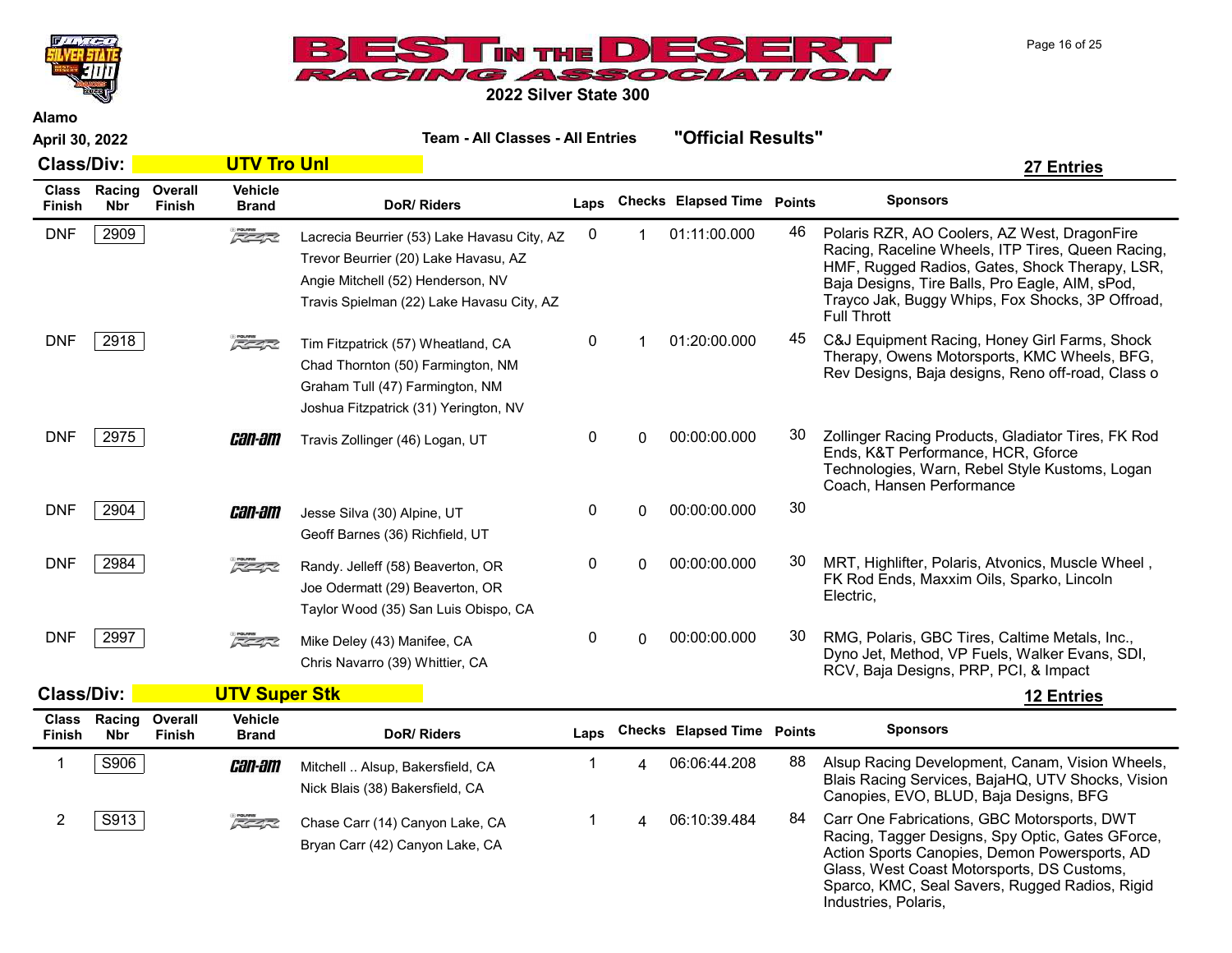# BEST IN THE DESERT RACING ASSOCIATION

## 2022 Silver State 300

Alamo

April 30, 2022

Team - All Classes - All Entries **"Official Results"**

### Class/Div: UTV Tro Unl — 27 Entries

| Class Finish | Racing Nbr | Overall Finish | Vehicle Brand | DoR/ Riders | Laps | Checks | Elapsed Time | Points | Sponsors |
|---|---|---|---|---|---|---|---|---|---|
| DNF | 2909 | | RZR | Lacrecia Beurrier (53) Lake Havasu City, AZ<br>Trevor Beurrier (20) Lake Havasu, AZ<br>Angie Mitchell (52) Henderson, NV<br>Travis Spielman (22) Lake Havasu City, AZ | 0 | 1 | 01:11:00.000 | 46 | Polaris RZR, AO Coolers, AZ West, DragonFire Racing, Raceline Wheels, ITP Tires, Queen Racing, HMF, Rugged Radios, Gates, Shock Therapy, LSR, Baja Designs, Tire Balls, Pro Eagle, AIM, sPod, Trayco Jak, Buggy Whips, Fox Shocks, 3P Offroad, Full Thrott |
| DNF | 2918 | | RZR | Tim Fitzpatrick (57) Wheatland, CA<br>Chad Thornton (50) Farmington, NM<br>Graham Tull (47) Farmington, NM<br>Joshua Fitzpatrick (31) Yerington, NV | 0 | 1 | 01:20:00.000 | 45 | C&J Equipment Racing, Honey Girl Farms, Shock Therapy, Owens Motorsports, KMC Wheels, BFG, Rev Designs, Baja designs, Reno off-road, Class o |
| DNF | 2975 | | can-am | Travis Zollinger (46) Logan, UT | 0 | 0 | 00:00:00.000 | 30 | Zollinger Racing Products, Gladiator Tires, FK Rod Ends, K&T Performance, HCR, Gforce Technologies, Warn, Rebel Style Kustoms, Logan Coach, Hansen Performance |
| DNF | 2904 | | can-am | Jesse Silva (30) Alpine, UT<br>Geoff Barnes (36) Richfield, UT | 0 | 0 | 00:00:00.000 | 30 | |
| DNF | 2984 | | RZR | Randy. Jelleff (58) Beaverton, OR<br>Joe Odermatt (29) Beaverton, OR<br>Taylor Wood (35) San Luis Obispo, CA | 0 | 0 | 00:00:00.000 | 30 | MRT, Highlifter, Polaris, Atvonics, Muscle Wheel , FK Rod Ends, Maxxim Oils, Sparko, Lincoln Electric, |
| DNF | 2997 | | RZR | Mike Deley (43) Manifee, CA<br>Chris Navarro (39) Whittier, CA | 0 | 0 | 00:00:00.000 | 30 | RMG, Polaris, GBC Tires, Caltime Metals, Inc., Dyno Jet, Method, VP Fuels, Walker Evans, SDI, RCV, Baja Designs, PRP, PCI, & Impact |

### Class/Div: UTV Super Stk — 12 Entries

| Class Finish | Racing Nbr | Overall Finish | Vehicle Brand | DoR/ Riders | Laps | Checks | Elapsed Time | Points | Sponsors |
|---|---|---|---|---|---|---|---|---|---|
| 1 | S906 | | can-am | Mitchell .. Alsup, Bakersfield, CA<br>Nick Blais (38) Bakersfield, CA | 1 | 4 | 06:06:44.208 | 88 | Alsup Racing Development, Canam, Vision Wheels, Blais Racing Services, BajaHQ, UTV Shocks, Vision Canopies, EVO, BLUD, Baja Designs, BFG |
| 2 | S913 | | RZR | Chase Carr (14) Canyon Lake, CA<br>Bryan Carr (42) Canyon Lake, CA | 1 | 4 | 06:10:39.484 | 84 | Carr One Fabrications, GBC Motorsports, DWT Racing, Tagger Designs, Spy Optic, Gates GForce, Action Sports Canopies, Demon Powersports, AD Glass, West Coast Motorsports, DS Customs, Sparco, KMC, Seal Savers, Rugged Radios, Rigid Industries, Polaris, |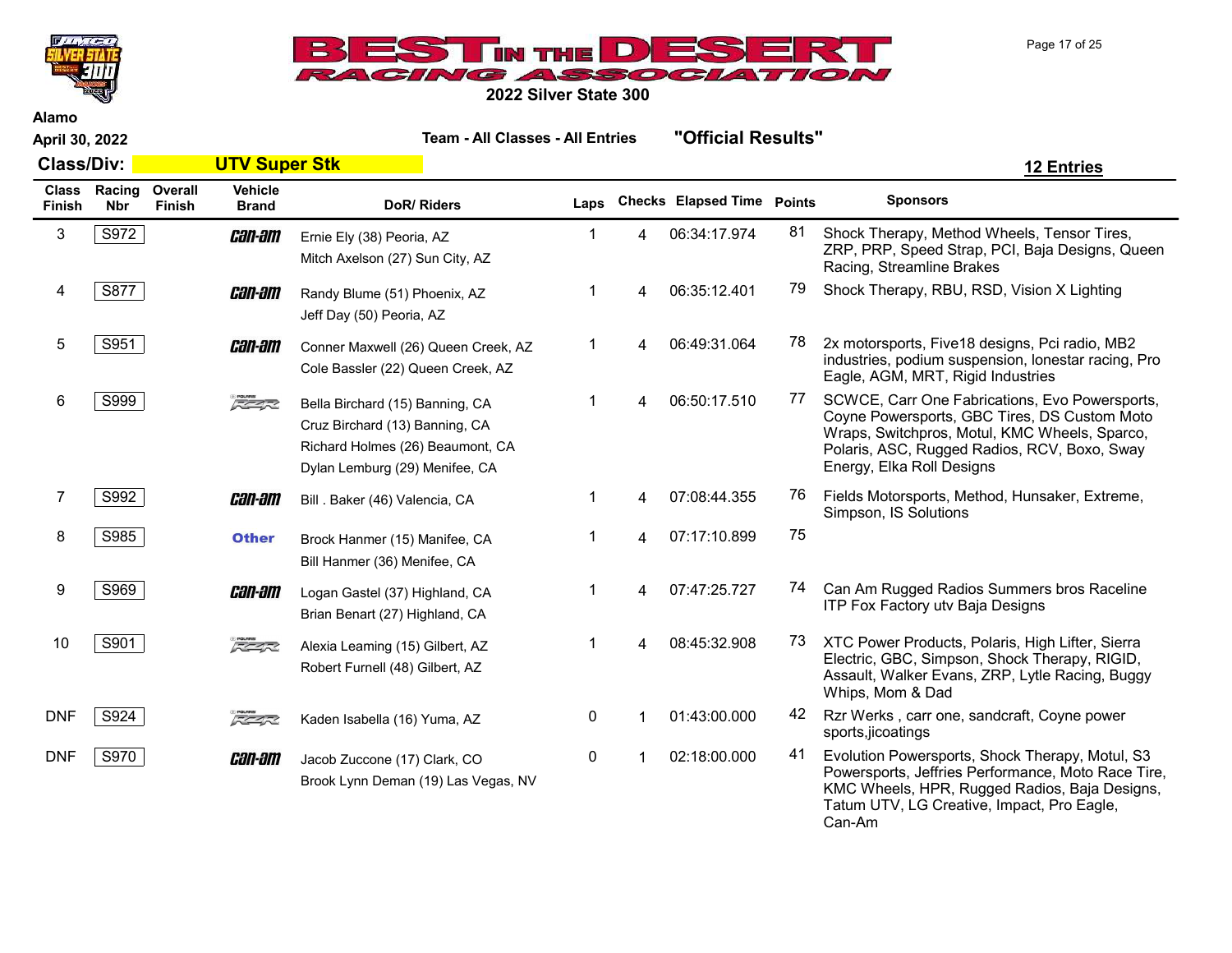# BEST IN THE DESERT RACING ASSOCIATION

## 2022 Silver State 300

Alamo

April 30, 2022

**Team - All Classes - All Entries** **"Official Results"**

**Class/Div:** **UTV Super Stk** **12 Entries**

| Class Finish | Racing Nbr | Overall Finish | Vehicle Brand | DoR/ Riders | Laps | Checks | Elapsed Time | Points | Sponsors |
|---|---|---|---|---|---|---|---|---|---|
| 3 | S972 | | Can-Am | Ernie Ely (38) Peoria, AZ<br>Mitch Axelson (27) Sun City, AZ | 1 | 4 | 06:34:17.974 | 81 | Shock Therapy, Method Wheels, Tensor Tires, ZRP, PRP, Speed Strap, PCI, Baja Designs, Queen Racing, Streamline Brakes |
| 4 | S877 | | Can-Am | Randy Blume (51) Phoenix, AZ<br>Jeff Day (50) Peoria, AZ | 1 | 4 | 06:35:12.401 | 79 | Shock Therapy, RBU, RSD, Vision X Lighting |
| 5 | S951 | | Can-Am | Conner Maxwell (26) Queen Creek, AZ<br>Cole Bassler (22) Queen Creek, AZ | 1 | 4 | 06:49:31.064 | 78 | 2x motorsports, Five18 designs, Pci radio, MB2 industries, podium suspension, lonestar racing, Pro Eagle, AGM, MRT, Rigid Industries |
| 6 | S999 | | Polaris RZR | Bella Birchard (15) Banning, CA<br>Cruz Birchard (13) Banning, CA<br>Richard Holmes (26) Beaumont, CA<br>Dylan Lemburg (29) Menifee, CA | 1 | 4 | 06:50:17.510 | 77 | SCWCE, Carr One Fabrications, Evo Powersports, Coyne Powersports, GBC Tires, DS Custom Moto Wraps, Switchpros, Motul, KMC Wheels, Sparco, Polaris, ASC, Rugged Radios, RCV, Boxo, Sway Energy, Elka Roll Designs |
| 7 | S992 | | Can-Am | Bill . Baker (46) Valencia, CA | 1 | 4 | 07:08:44.355 | 76 | Fields Motorsports, Method, Hunsaker, Extreme, Simpson, IS Solutions |
| 8 | S985 | | Other | Brock Hanmer (15) Manifee, CA<br>Bill Hanmer (36) Menifee, CA | 1 | 4 | 07:17:10.899 | 75 | |
| 9 | S969 | | Can-Am | Logan Gastel (37) Highland, CA<br>Brian Benart (27) Highland, CA | 1 | 4 | 07:47:25.727 | 74 | Can Am Rugged Radios Summers bros Raceline ITP Fox Factory utv Baja Designs |
| 10 | S901 | | Polaris RZR | Alexia Leaming (15) Gilbert, AZ<br>Robert Furnell (48) Gilbert, AZ | 1 | 4 | 08:45:32.908 | 73 | XTC Power Products, Polaris, High Lifter, Sierra Electric, GBC, Simpson, Shock Therapy, RIGID, Assault, Walker Evans, ZRP, Lytle Racing, Buggy Whips, Mom & Dad |
| DNF | S924 | | Polaris RZR | Kaden Isabella (16) Yuma, AZ | 0 | 1 | 01:43:00.000 | 42 | Rzr Werks , carr one, sandcraft, Coyne power sports,jicoatings |
| DNF | S970 | | Can-Am | Jacob Zuccone (17) Clark, CO<br>Brook Lynn Deman (19) Las Vegas, NV | 0 | 1 | 02:18:00.000 | 41 | Evolution Powersports, Shock Therapy, Motul, S3 Powersports, Jeffries Performance, Moto Race Tire, KMC Wheels, HPR, Rugged Radios, Baja Designs, Tatum UTV, LG Creative, Impact, Pro Eagle, Can-Am |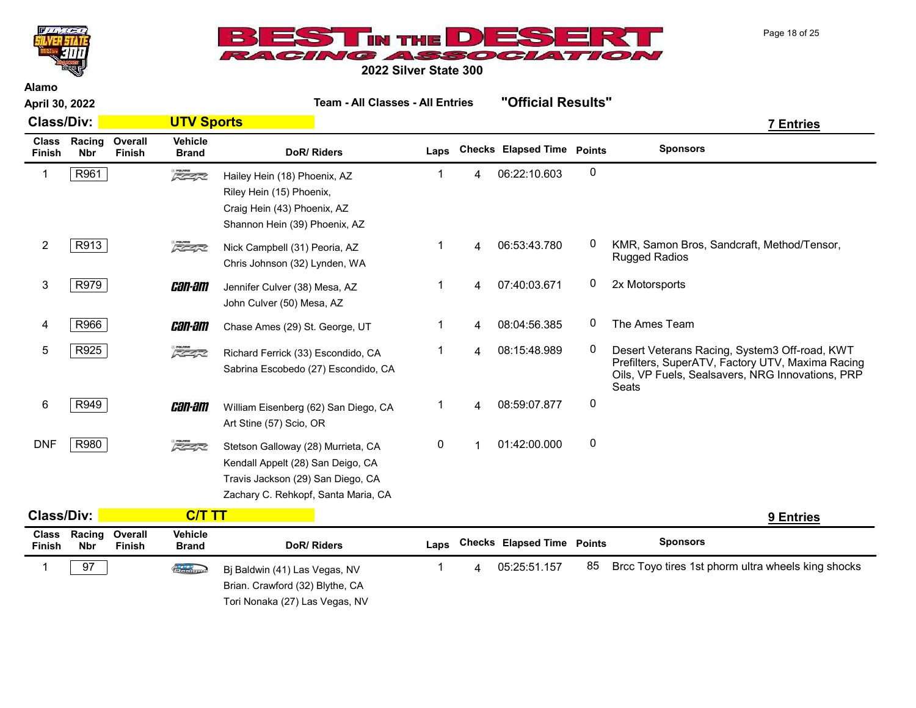# 2022 Silver State 300

Alamo

April 30, 2022

**Team - All Classes - All Entries** **"Official Results"**

## Class/Div: UTV Sports

**7 Entries**

| Class Finish | Racing Nbr | Overall Finish | Vehicle Brand | DoR/ Riders | Laps | Checks | Elapsed Time | Points | Sponsors |
|---|---|---|---|---|---|---|---|---|---|
| 1 | R961 | | RZR | Hailey Hein (18) Phoenix, AZ<br>Riley Hein (15) Phoenix,<br>Craig Hein (43) Phoenix, AZ<br>Shannon Hein (39) Phoenix, AZ | 1 | 4 | 06:22:10.603 | 0 | |
| 2 | R913 | | RZR | Nick Campbell (31) Peoria, AZ<br>Chris Johnson (32) Lynden, WA | 1 | 4 | 06:53:43.780 | 0 | KMR, Samon Bros, Sandcraft, Method/Tensor, Rugged Radios |
| 3 | R979 | | can-am | Jennifer Culver (38) Mesa, AZ<br>John Culver (50) Mesa, AZ | 1 | 4 | 07:40:03.671 | 0 | 2x Motorsports |
| 4 | R966 | | can-am | Chase Ames (29) St. George, UT | 1 | 4 | 08:04:56.385 | 0 | The Ames Team |
| 5 | R925 | | RZR | Richard Ferrick (33) Escondido, CA<br>Sabrina Escobedo (27) Escondido, CA | 1 | 4 | 08:15:48.989 | 0 | Desert Veterans Racing, System3 Off-road, KWT Prefilters, SuperATV, Factory UTV, Maxima Racing Oils, VP Fuels, Sealsavers, NRG Innovations, PRP Seats |
| 6 | R949 | | can-am | William Eisenberg (62) San Diego, CA<br>Art Stine (57) Scio, OR | 1 | 4 | 08:59:07.877 | 0 | |
| DNF | R980 | | RZR | Stetson Galloway (28) Murrieta, CA<br>Kendall Appelt (28) San Deigo, CA<br>Travis Jackson (29) San Diego, CA<br>Zachary C. Rehkopf, Santa Maria, CA | 0 | 1 | 01:42:00.000 | 0 | |

## Class/Div: C/T TT

**9 Entries**

| Class Finish | Racing Nbr | Overall Finish | Vehicle Brand | DoR/ Riders | Laps | Checks | Elapsed Time | Points | Sponsors |
|---|---|---|---|---|---|---|---|---|---|
| 1 | 97 | | | Bj Baldwin (41) Las Vegas, NV<br>Brian. Crawford (32) Blythe, CA<br>Tori Nonaka (27) Las Vegas, NV | 1 | 4 | 05:25:51.157 | 85 | Brcc Toyo tires 1st phorm ultra wheels king shocks |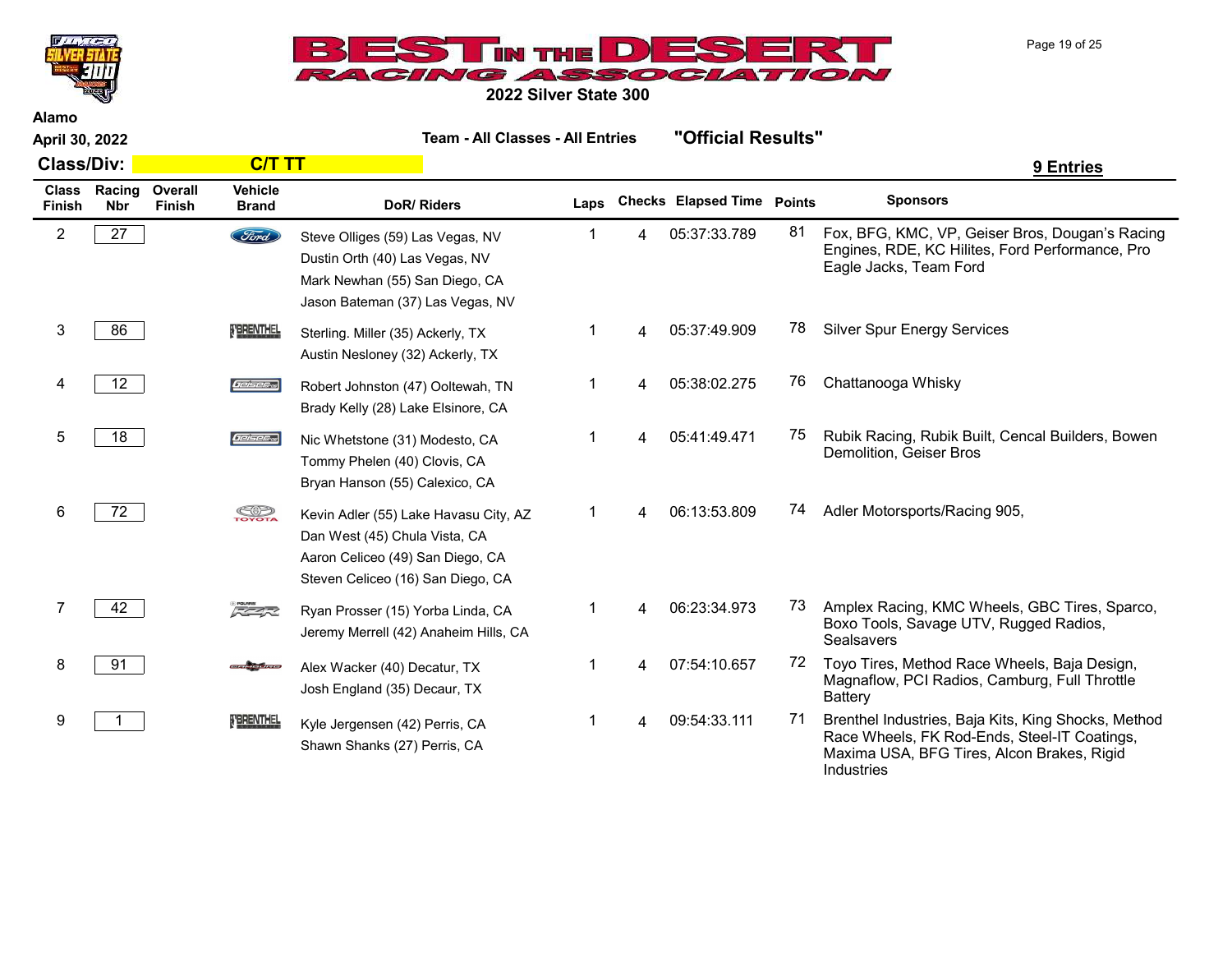# Best in the Desert Racing Association

## 2022 Silver State 300

**Alamo**

**April 30, 2022**

**Team - All Classes - All Entries** **"Official Results"**

**Class/Div: C/T TT** **9 Entries**

| Class Finish | Racing Nbr | Overall Finish | Vehicle Brand | DoR/ Riders | Laps | Checks | Elapsed Time | Points | Sponsors |
|---|---|---|---|---|---|---|---|---|---|
| 2 | 27 | | Ford | Steve Olliges (59) Las Vegas, NV<br>Dustin Orth (40) Las Vegas, NV<br>Mark Newhan (55) San Diego, CA<br>Jason Bateman (37) Las Vegas, NV | 1 | 4 | 05:37:33.789 | 81 | Fox, BFG, KMC, VP, Geiser Bros, Dougan's Racing Engines, RDE, KC Hilites, Ford Performance, Pro Eagle Jacks, Team Ford |
| 3 | 86 | | Brenthel | Sterling. Miller (35) Ackerly, TX<br>Austin Nesloney (32) Ackerly, TX | 1 | 4 | 05:37:49.909 | 78 | Silver Spur Energy Services |
| 4 | 12 | | Geiser | Robert Johnston (47) Ooltewah, TN<br>Brady Kelly (28) Lake Elsinore, CA | 1 | 4 | 05:38:02.275 | 76 | Chattanooga Whisky |
| 5 | 18 | | Geiser | Nic Whetstone (31) Modesto, CA<br>Tommy Phelen (40) Clovis, CA<br>Bryan Hanson (55) Calexico, CA | 1 | 4 | 05:41:49.471 | 75 | Rubik Racing, Rubik Built, Cencal Builders, Bowen Demolition, Geiser Bros |
| 6 | 72 | | Toyota | Kevin Adler (55) Lake Havasu City, AZ<br>Dan West (45) Chula Vista, CA<br>Aaron Celiceo (49) San Diego, CA<br>Steven Celiceo (16) San Diego, CA | 1 | 4 | 06:13:53.809 | 74 | Adler Motorsports/Racing 905, |
| 7 | 42 | | Polaris RZR | Ryan Prosser (15) Yorba Linda, CA<br>Jeremy Merrell (42) Anaheim Hills, CA | 1 | 4 | 06:23:34.973 | 73 | Amplex Racing, KMC Wheels, GBC Tires, Sparco, Boxo Tools, Savage UTV, Rugged Radios, Sealsavers |
| 8 | 91 | | Camburg | Alex Wacker (40) Decatur, TX<br>Josh England (35) Decaur, TX | 1 | 4 | 07:54:10.657 | 72 | Toyo Tires, Method Race Wheels, Baja Design, Magnaflow, PCI Radios, Camburg, Full Throttle Battery |
| 9 | 1 | | Brenthel | Kyle Jergensen (42) Perris, CA<br>Shawn Shanks (27) Perris, CA | 1 | 4 | 09:54:33.111 | 71 | Brenthel Industries, Baja Kits, King Shocks, Method Race Wheels, FK Rod-Ends, Steel-IT Coatings, Maxima USA, BFG Tires, Alcon Brakes, Rigid Industries |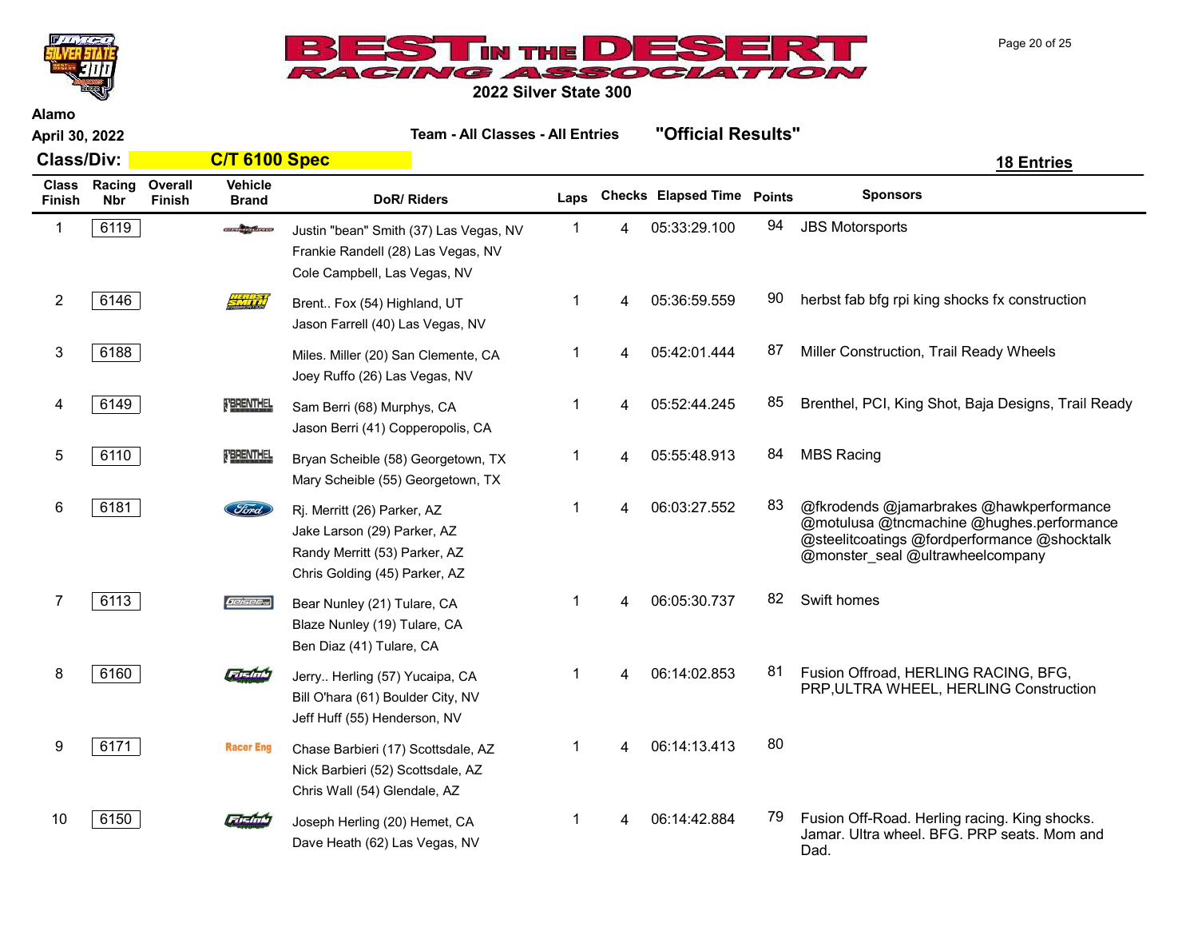# 2022 Silver State 300

**Best in the Desert Racing Association**

**Alamo**

**April 30, 2022**

**Team - All Classes - All Entries** **"Official Results"**

**Class/Div: C/T 6100 Spec** **18 Entries**

| Class Finish | Racing Nbr | Overall Finish | Vehicle Brand | DoR/ Riders | Laps | Checks | Elapsed Time | Points | Sponsors |
|---|---|---|---|---|---|---|---|---|---|
| 1 | 6119 | | | Justin "bean" Smith (37) Las Vegas, NV<br>Frankie Randell (28) Las Vegas, NV<br>Cole Campbell, Las Vegas, NV | 1 | 4 | 05:33:29.100 | 94 | JBS Motorsports |
| 2 | 6146 | | Herbst Smith | Brent.. Fox (54) Highland, UT<br>Jason Farrell (40) Las Vegas, NV | 1 | 4 | 05:36:59.559 | 90 | herbst fab bfg rpi king shocks fx construction |
| 3 | 6188 | | | Miles. Miller (20) San Clemente, CA<br>Joey Ruffo (26) Las Vegas, NV | 1 | 4 | 05:42:01.444 | 87 | Miller Construction, Trail Ready Wheels |
| 4 | 6149 | | Brenthel | Sam Berri (68) Murphys, CA<br>Jason Berri (41) Copperopolis, CA | 1 | 4 | 05:52:44.245 | 85 | Brenthel, PCI, King Shot, Baja Designs, Trail Ready |
| 5 | 6110 | | Brenthel | Bryan Scheible (58) Georgetown, TX<br>Mary Scheible (55) Georgetown, TX | 1 | 4 | 05:55:48.913 | 84 | MBS Racing |
| 6 | 6181 | | Ford | Rj. Merritt (26) Parker, AZ<br>Jake Larson (29) Parker, AZ<br>Randy Merritt (53) Parker, AZ<br>Chris Golding (45) Parker, AZ | 1 | 4 | 06:03:27.552 | 83 | @fkrodends @jamarbrakes @hawkperformance @motulusa @tncmachine @hughes.performance @steelitcoatings @fordperformance @shocktalk @monster_seal @ultrawheelcompany |
| 7 | 6113 | | Geiser | Bear Nunley (21) Tulare, CA<br>Blaze Nunley (19) Tulare, CA<br>Ben Diaz (41) Tulare, CA | 1 | 4 | 06:05:30.737 | 82 | Swift homes |
| 8 | 6160 | | Fusion | Jerry.. Herling (57) Yucaipa, CA<br>Bill O'hara (61) Boulder City, NV<br>Jeff Huff (55) Henderson, NV | 1 | 4 | 06:14:02.853 | 81 | Fusion Offroad, HERLING RACING, BFG, PRP,ULTRA WHEEL, HERLING Construction |
| 9 | 6171 | | Racer Eng | Chase Barbieri (17) Scottsdale, AZ<br>Nick Barbieri (52) Scottsdale, AZ<br>Chris Wall (54) Glendale, AZ | 1 | 4 | 06:14:13.413 | 80 | |
| 10 | 6150 | | Fusion | Joseph Herling (20) Hemet, CA<br>Dave Heath (62) Las Vegas, NV | 1 | 4 | 06:14:42.884 | 79 | Fusion Off-Road. Herling racing. King shocks. Jamar. Ultra wheel. BFG. PRP seats. Mom and Dad. |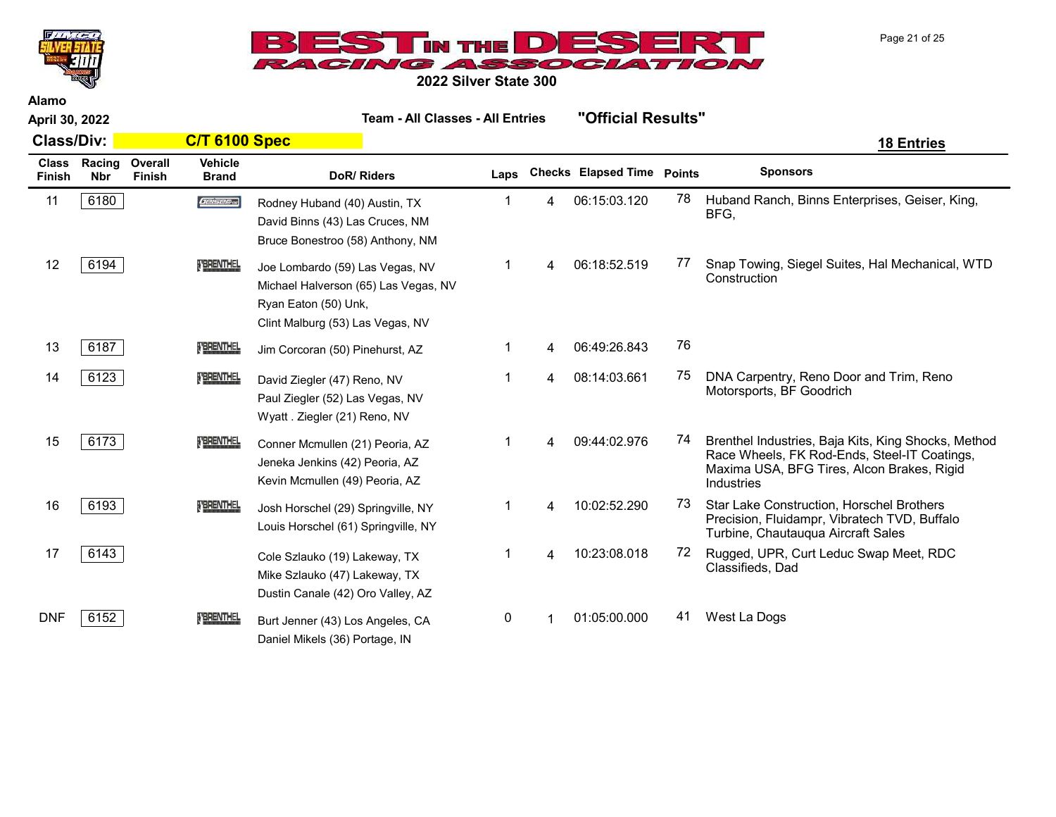**Alamo**

**April 30, 2022**

## 2022 Silver State 300

**Team - All Classes - All Entries** **"Official Results"**

**Class/Div: C/T 6100 Spec** **18 Entries**

| Class Finish | Racing Nbr | Overall Finish | Vehicle Brand | DoR/ Riders | Laps | Checks | Elapsed Time | Points | Sponsors |
|---|---|---|---|---|---|---|---|---|---|
| 11 | 6180 | | Geiser | Rodney Huband (40) Austin, TX<br>David Binns (43) Las Cruces, NM<br>Bruce Bonestroo (58) Anthony, NM | 1 | 4 | 06:15:03.120 | 78 | Huband Ranch, Binns Enterprises, Geiser, King, BFG, |
| 12 | 6194 | | Brenthel | Joe Lombardo (59) Las Vegas, NV<br>Michael Halverson (65) Las Vegas, NV<br>Ryan Eaton (50) Unk,<br>Clint Malburg (53) Las Vegas, NV | 1 | 4 | 06:18:52.519 | 77 | Snap Towing, Siegel Suites, Hal Mechanical, WTD Construction |
| 13 | 6187 | | Brenthel | Jim Corcoran (50) Pinehurst, AZ | 1 | 4 | 06:49:26.843 | 76 | |
| 14 | 6123 | | Brenthel | David Ziegler (47) Reno, NV<br>Paul Ziegler (52) Las Vegas, NV<br>Wyatt . Ziegler (21) Reno, NV | 1 | 4 | 08:14:03.661 | 75 | DNA Carpentry, Reno Door and Trim, Reno Motorsports, BF Goodrich |
| 15 | 6173 | | Brenthel | Conner Mcmullen (21) Peoria, AZ<br>Jeneka Jenkins (42) Peoria, AZ<br>Kevin Mcmullen (49) Peoria, AZ | 1 | 4 | 09:44:02.976 | 74 | Brenthel Industries, Baja Kits, King Shocks, Method Race Wheels, FK Rod-Ends, Steel-IT Coatings, Maxima USA, BFG Tires, Alcon Brakes, Rigid Industries |
| 16 | 6193 | | Brenthel | Josh Horschel (29) Springville, NY<br>Louis Horschel (61) Springville, NY | 1 | 4 | 10:02:52.290 | 73 | Star Lake Construction, Horschel Brothers Precision, Fluidampr, Vibratech TVD, Buffalo Turbine, Chautauqua Aircraft Sales |
| 17 | 6143 | | | Cole Szlauko (19) Lakeway, TX<br>Mike Szlauko (47) Lakeway, TX<br>Dustin Canale (42) Oro Valley, AZ | 1 | 4 | 10:23:08.018 | 72 | Rugged, UPR, Curt Leduc Swap Meet, RDC Classifieds, Dad |
| DNF | 6152 | | Brenthel | Burt Jenner (43) Los Angeles, CA<br>Daniel Mikels (36) Portage, IN | 0 | 1 | 01:05:00.000 | 41 | West La Dogs |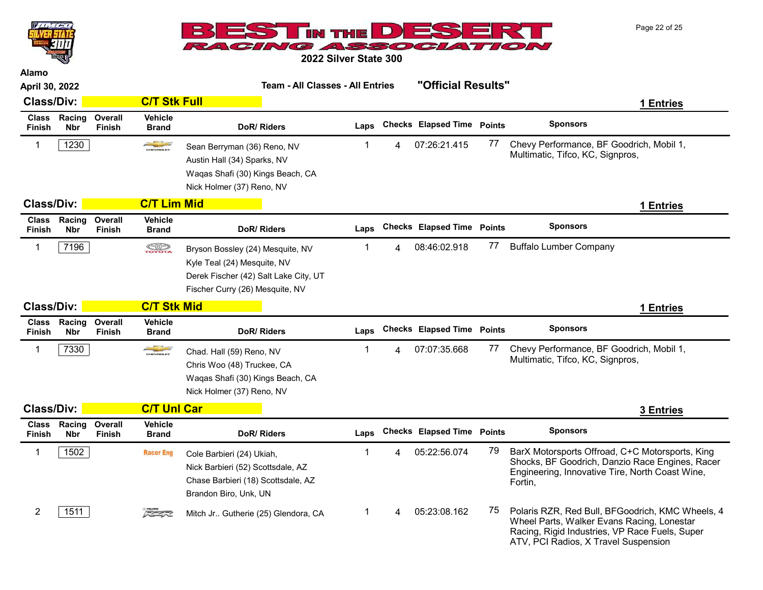# Best in the Desert Racing Association

## 2022 Silver State 300

Alamo

April 30, 2022

**Team - All Classes - All Entries** **"Official Results"**

### Class/Div: C/T Stk Full

**1 Entries**

| Class Finish | Racing Nbr | Overall Finish | Vehicle Brand | DoR/ Riders | Laps | Checks | Elapsed Time | Points | Sponsors |
|---|---|---|---|---|---|---|---|---|---|
| 1 | 1230 | | Chevrolet | Sean Berryman (36) Reno, NV<br>Austin Hall (34) Sparks, NV<br>Waqas Shafi (30) Kings Beach, CA<br>Nick Holmer (37) Reno, NV | 1 | 4 | 07:26:21.415 | 77 | Chevy Performance, BF Goodrich, Mobil 1, Multimatic, Tifco, KC, Signpros, |

### Class/Div: C/T Lim Mid

**1 Entries**

| Class Finish | Racing Nbr | Overall Finish | Vehicle Brand | DoR/ Riders | Laps | Checks | Elapsed Time | Points | Sponsors |
|---|---|---|---|---|---|---|---|---|---|
| 1 | 7196 | | Toyota | Bryson Bossley (24) Mesquite, NV<br>Kyle Teal (24) Mesquite, NV<br>Derek Fischer (42) Salt Lake City, UT<br>Fischer Curry (26) Mesquite, NV | 1 | 4 | 08:46:02.918 | 77 | Buffalo Lumber Company |

### Class/Div: C/T Stk Mid

**1 Entries**

| Class Finish | Racing Nbr | Overall Finish | Vehicle Brand | DoR/ Riders | Laps | Checks | Elapsed Time | Points | Sponsors |
|---|---|---|---|---|---|---|---|---|---|
| 1 | 7330 | | Chevrolet | Chad. Hall (59) Reno, NV<br>Chris Woo (48) Truckee, CA<br>Waqas Shafi (30) Kings Beach, CA<br>Nick Holmer (37) Reno, NV | 1 | 4 | 07:07:35.668 | 77 | Chevy Performance, BF Goodrich, Mobil 1, Multimatic, Tifco, KC, Signpros, |

### Class/Div: C/T Unl Car

**3 Entries**

| Class Finish | Racing Nbr | Overall Finish | Vehicle Brand | DoR/ Riders | Laps | Checks | Elapsed Time | Points | Sponsors |
|---|---|---|---|---|---|---|---|---|---|
| 1 | 1502 | | Racer Eng | Cole Barbieri (24) Ukiah,<br>Nick Barbieri (52) Scottsdale, AZ<br>Chase Barbieri (18) Scottsdale, AZ<br>Brandon Biro, Unk, UN | 1 | 4 | 05:22:56.074 | 79 | BarX Motorsports Offroad, C+C Motorsports, King Shocks, BF Goodrich, Danzio Race Engines, Racer Engineering, Innovative Tire, North Coast Wine, Fortin, |
| 2 | 1511 | | Polaris RZR | Mitch Jr.. Gutherie (25) Glendora, CA | 1 | 4 | 05:23:08.162 | 75 | Polaris RZR, Red Bull, BFGoodrich, KMC Wheels, 4 Wheel Parts, Walker Evans Racing, Lonestar Racing, Rigid Industries, VP Race Fuels, Super ATV, PCI Radios, X Travel Suspension |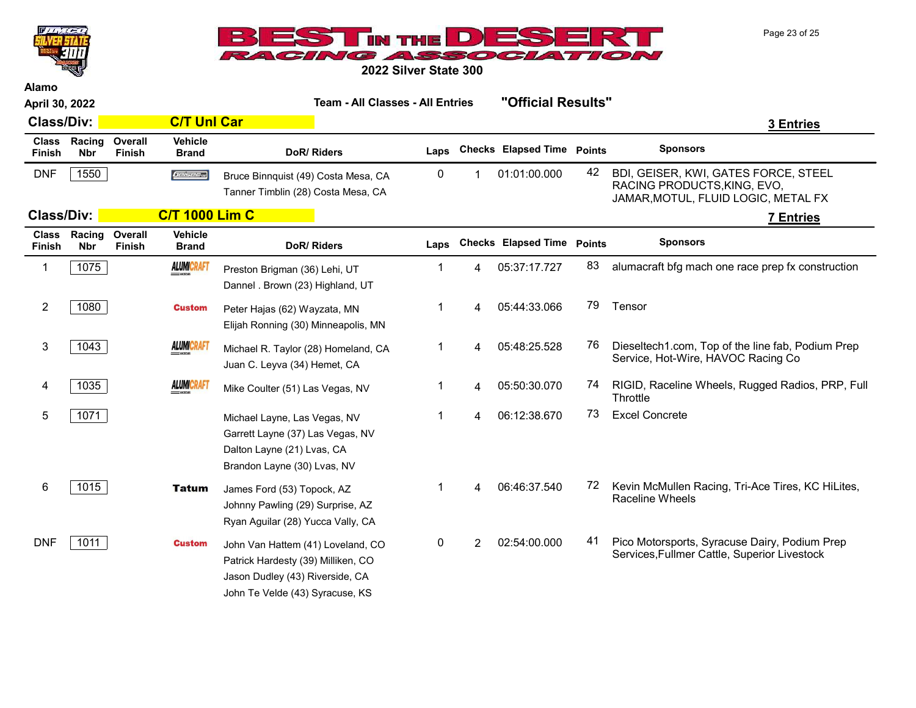# 2022 Silver State 300

Alamo

April 30, 2022

**Team - All Classes - All Entries** **"Official Results"**

## Class/Div: C/T Unl Car

**3 Entries**

| Class Finish | Racing Nbr | Overall Finish | Vehicle Brand | DoR/ Riders | Laps | Checks | Elapsed Time | Points | Sponsors |
|---|---|---|---|---|---|---|---|---|---|
| DNF | 1550 | | Geiser | Bruce Binnquist (49) Costa Mesa, CA<br>Tanner Timblin (28) Costa Mesa, CA | 0 | 1 | 01:01:00.000 | 42 | BDI, GEISER, KWI, GATES FORCE, STEEL RACING PRODUCTS,KING, EVO, JAMAR,MOTUL, FLUID LOGIC, METAL FX |

## Class/Div: C/T 1000 Lim C

**7 Entries**

| Class Finish | Racing Nbr | Overall Finish | Vehicle Brand | DoR/ Riders | Laps | Checks | Elapsed Time | Points | Sponsors |
|---|---|---|---|---|---|---|---|---|---|
| 1 | 1075 | | ALUMICRAFT | Preston Brigman (36) Lehi, UT<br>Dannel . Brown (23) Highland, UT | 1 | 4 | 05:37:17.727 | 83 | alumacraft bfg mach one race prep fx construction |
| 2 | 1080 | | Custom | Peter Hajas (62) Wayzata, MN<br>Elijah Ronning (30) Minneapolis, MN | 1 | 4 | 05:44:33.066 | 79 | Tensor |
| 3 | 1043 | | ALUMICRAFT | Michael R. Taylor (28) Homeland, CA<br>Juan C. Leyva (34) Hemet, CA | 1 | 4 | 05:48:25.528 | 76 | Dieseltech1.com, Top of the line fab, Podium Prep Service, Hot-Wire, HAVOC Racing Co |
| 4 | 1035 | | ALUMICRAFT | Mike Coulter (51) Las Vegas, NV | 1 | 4 | 05:50:30.070 | 74 | RIGID, Raceline Wheels, Rugged Radios, PRP, Full Throttle |
| 5 | 1071 | | | Michael Layne, Las Vegas, NV<br>Garrett Layne (37) Las Vegas, NV<br>Dalton Layne (21) Lvas, CA<br>Brandon Layne (30) Lvas, NV | 1 | 4 | 06:12:38.670 | 73 | Excel Concrete |
| 6 | 1015 | | Tatum | James Ford (53) Topock, AZ<br>Johnny Pawling (29) Surprise, AZ<br>Ryan Aguilar (28) Yucca Vally, CA | 1 | 4 | 06:46:37.540 | 72 | Kevin McMullen Racing, Tri-Ace Tires, KC HiLites, Raceline Wheels |
| DNF | 1011 | | Custom | John Van Hattem (41) Loveland, CO<br>Patrick Hardesty (39) Milliken, CO<br>Jason Dudley (43) Riverside, CA<br>John Te Velde (43) Syracuse, KS | 0 | 2 | 02:54:00.000 | 41 | Pico Motorsports, Syracuse Dairy, Podium Prep Services,Fullmer Cattle, Superior Livestock |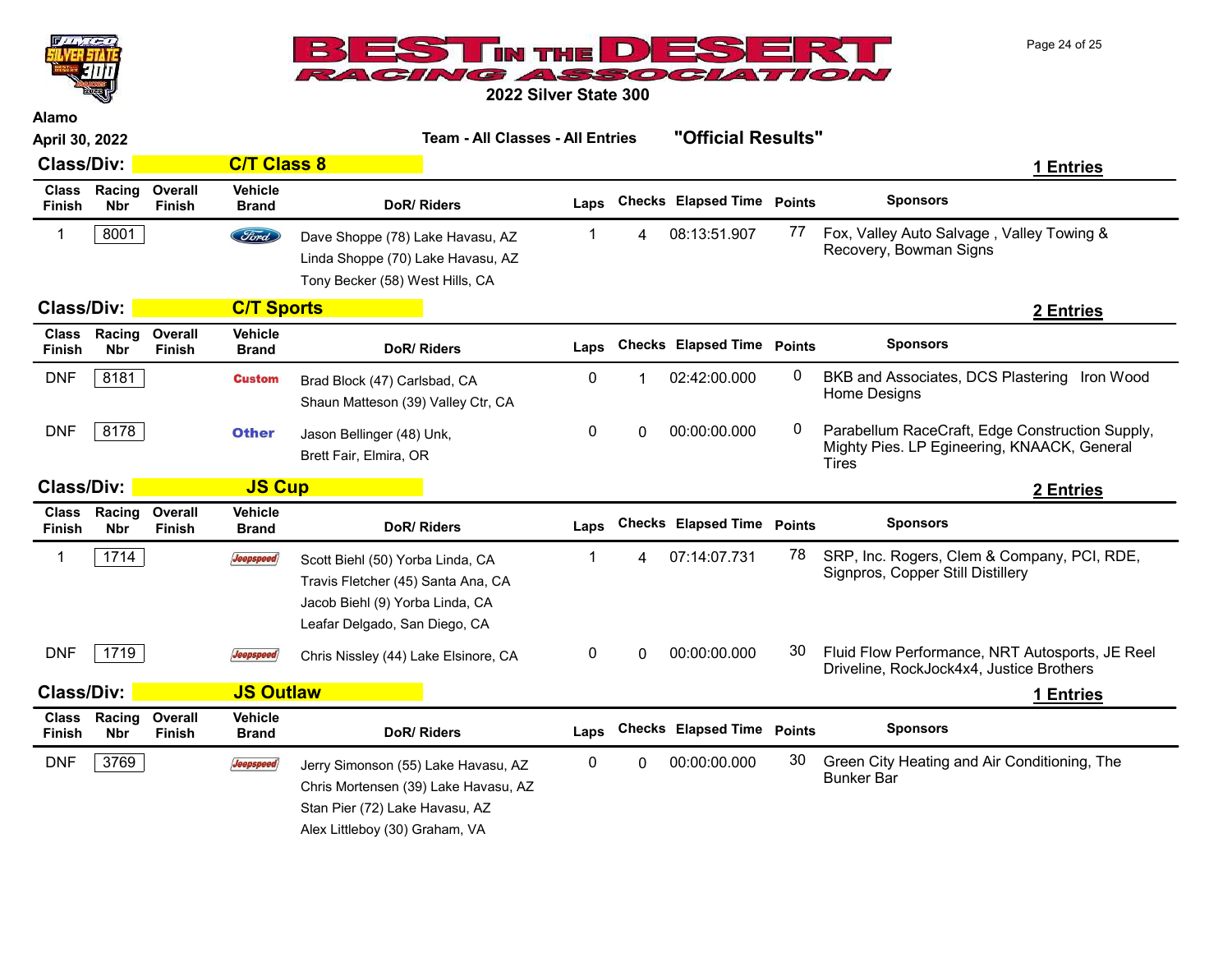# 2022 Silver State 300

**Alamo**

**April 30, 2022**

**Team - All Classes - All Entries** **"Official Results"**

## Class/Div: C/T Class 8

**1 Entries**

| Class Finish | Racing Nbr | Overall Finish | Vehicle Brand | DoR/ Riders | Laps | Checks | Elapsed Time | Points | Sponsors |
|---|---|---|---|---|---|---|---|---|---|
| 1 | 8001 | | Ford | Dave Shoppe (78) Lake Havasu, AZ<br>Linda Shoppe (70) Lake Havasu, AZ<br>Tony Becker (58) West Hills, CA | 1 | 4 | 08:13:51.907 | 77 | Fox, Valley Auto Salvage , Valley Towing & Recovery, Bowman Signs |

## Class/Div: C/T Sports

**2 Entries**

| Class Finish | Racing Nbr | Overall Finish | Vehicle Brand | DoR/ Riders | Laps | Checks | Elapsed Time | Points | Sponsors |
|---|---|---|---|---|---|---|---|---|---|
| DNF | 8181 | | Custom | Brad Block (47) Carlsbad, CA<br>Shaun Matteson (39) Valley Ctr, CA | 0 | 1 | 02:42:00.000 | 0 | BKB and Associates, DCS Plastering Iron Wood Home Designs |
| DNF | 8178 | | Other | Jason Bellinger (48) Unk,<br>Brett Fair, Elmira, OR | 0 | 0 | 00:00:00.000 | 0 | Parabellum RaceCraft, Edge Construction Supply, Mighty Pies. LP Egineering, KNAACK, General Tires |

## Class/Div: JS Cup

**2 Entries**

| Class Finish | Racing Nbr | Overall Finish | Vehicle Brand | DoR/ Riders | Laps | Checks | Elapsed Time | Points | Sponsors |
|---|---|---|---|---|---|---|---|---|---|
| 1 | 1714 | | Jeepspeed | Scott Biehl (50) Yorba Linda, CA<br>Travis Fletcher (45) Santa Ana, CA<br>Jacob Biehl (9) Yorba Linda, CA<br>Leafar Delgado, San Diego, CA | 1 | 4 | 07:14:07.731 | 78 | SRP, Inc. Rogers, Clem & Company, PCI, RDE, Signpros, Copper Still Distillery |
| DNF | 1719 | | Jeepspeed | Chris Nissley (44) Lake Elsinore, CA | 0 | 0 | 00:00:00.000 | 30 | Fluid Flow Performance, NRT Autosports, JE Reel Driveline, RockJock4x4, Justice Brothers |

## Class/Div: JS Outlaw

**1 Entries**

| Class Finish | Racing Nbr | Overall Finish | Vehicle Brand | DoR/ Riders | Laps | Checks | Elapsed Time | Points | Sponsors |
|---|---|---|---|---|---|---|---|---|---|
| DNF | 3769 | | Jeepspeed | Jerry Simonson (55) Lake Havasu, AZ<br>Chris Mortensen (39) Lake Havasu, AZ<br>Stan Pier (72) Lake Havasu, AZ<br>Alex Littleboy (30) Graham, VA | 0 | 0 | 00:00:00.000 | 30 | Green City Heating and Air Conditioning, The Bunker Bar |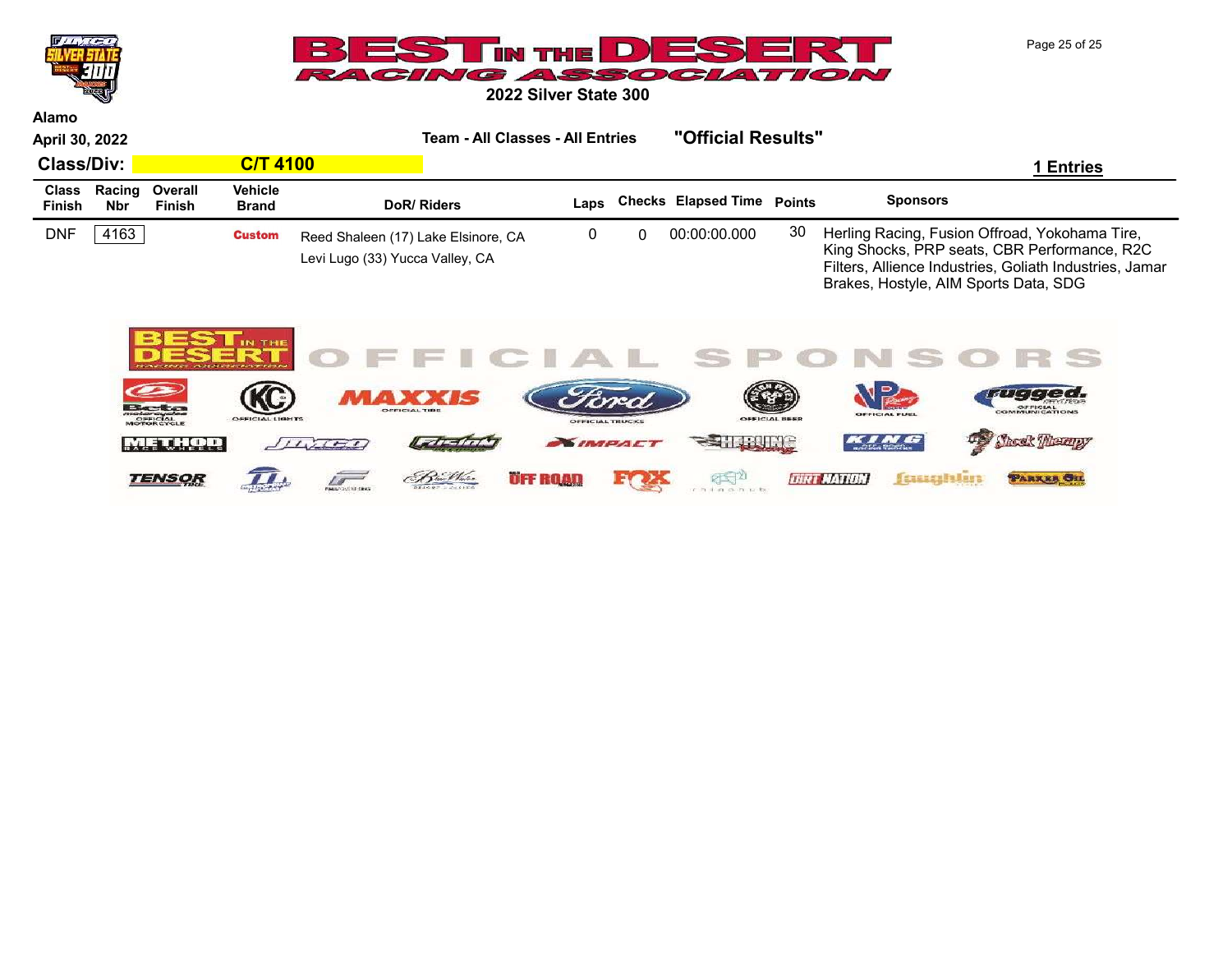# BEST IN THE DESERT RACING ASSOCIATION

## 2022 Silver State 300

**Alamo**

**April 30, 2022** — **Team - All Classes - All Entries** — **"Official Results"**

**Class/Div: C/T 4100** — **1 Entries**

| Class Finish | Racing Nbr | Overall Finish | Vehicle Brand | DoR/ Riders | Laps | Checks | Elapsed Time | Points | Sponsors |
|---|---|---|---|---|---|---|---|---|---|
| DNF | 4163 | | Custom | Reed Shaleen (17) Lake Elsinore, CA<br>Levi Lugo (33) Yucca Valley, CA | 0 | 0 | 00:00:00.000 | 30 | Herling Racing, Fusion Offroad, Yokohama Tire, King Shocks, PRP seats, CBR Performance, R2C Filters, Allience Industries, Goliath Industries, Jamar Brakes, Hostyle, AIM Sports Data, SDG |

BEST IN THE DESERT OFFICIAL SPONSORS